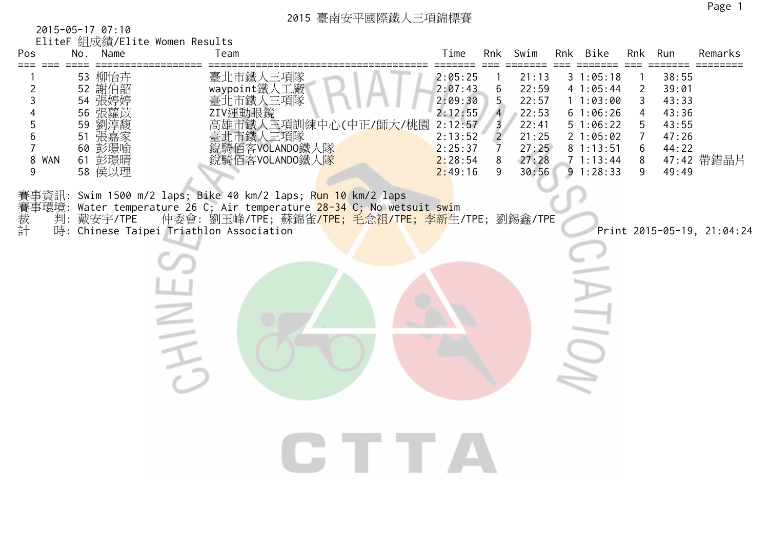# 2015 臺南安平國際鐵人三項錦標賽

2015-05-17 07:10

EliteF 組成績/Elite Women Results

| Pos | | No. | Name | Team | Time | Rnk | Swim | Rnk | Bike | Rnk | Run | Remarks |
|---|---|---|---|---|---|---|---|---|---|---|---|---|
| 1 | | 53 | 柳怡卉 | 臺北市鐵人三項隊 | 2:05:25 | 1 | 21:13 | 3 | 1:05:18 | 1 | 38:55 | |
| 2 | | 52 | 謝伯韶 | waypoint鐵人工廠 | 2:07:43 | 6 | 22:59 | 4 | 1:05:44 | 2 | 39:01 | |
| 3 | | 54 | 張婷婷 | 臺北市鐵人三項隊 | 2:09:30 | 5 | 22:57 | 1 | 1:03:00 | 3 | 43:33 | |
| 4 | | 56 | 張蘿苡 | ZIV運動眼鏡 | 2:12:55 | 4 | 22:53 | 6 | 1:06:26 | 4 | 43:36 | |
| 5 | | 59 | 劉淳馥 | 高雄市鐵人三項訓練中心(中正/師大/桃園 | 2:12:57 | 3 | 22:41 | 5 | 1:06:22 | 5 | 43:55 | |
| 6 | | 51 | 張嘉家 | 臺北市鐵人三項隊 | 2:13:52 | 2 | 21:25 | 2 | 1:05:02 | 7 | 47:26 | |
| 7 | | 60 | 彭璟喻 | 銳騎佰客VOLANDO鐵人隊 | 2:25:37 | 7 | 27:25 | 8 | 1:13:51 | 6 | 44:22 | |
| 8 | WAN | 61 | 彭璟晴 | 銳騎佰客VOLANDO鐵人隊 | 2:28:54 | 8 | 27:28 | 7 | 1:13:44 | 8 | 47:42 | 帶錯晶片 |
| 9 | | 58 | 侯以理 | | 2:49:16 | 9 | 30:56 | 9 | 1:28:33 | 9 | 49:49 | |

賽事資訊: Swim 1500 m/2 laps; Bike 40 km/2 laps; Run 10 km/2 laps

賽事環境: Water temperature 26 C; Air temperature 28-34 C; No wetsuit swim

裁　 判: 戴安宇/TPE　　仲委會: 劉玉峰/TPE; 蘇錦雀/TPE; 毛念祖/TPE; 李新生/TPE; 劉錫鑫/TPE

計　 時: Chinese Taipei Triathlon Association

Print 2015-05-19, 21:04:24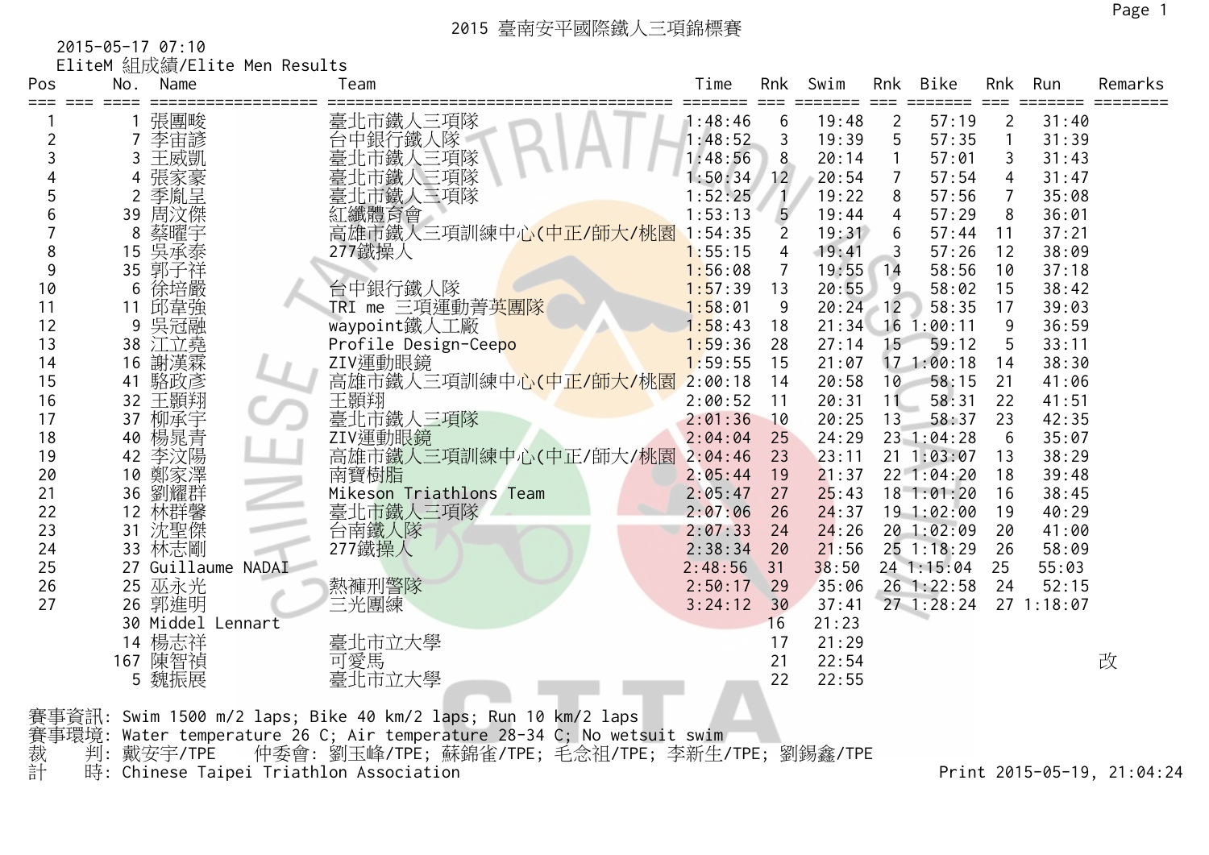# 2015 臺南安平國際鐵人三項錦標賽

2015-05-17 07:10

EliteM 組成績/Elite Men Results

| Pos | No. | Name | Team | Time | Rnk | Swim | Rnk | Bike | Rnk | Run | Remarks |
|---|---|---|---|---|---|---|---|---|---|---|---|
| 1 | 1 | 張團畯 | 臺北市鐵人三項隊 | 1:48:46 | 6 | 19:48 | 2 | 57:19 | 2 | 31:40 | |
| 2 | 7 | 李宙諺 | 台中銀行鐵人隊 | 1:48:52 | 3 | 19:39 | 5 | 57:35 | 1 | 31:39 | |
| 3 | 3 | 王威凱 | 臺北市鐵人三項隊 | 1:48:56 | 8 | 20:14 | 1 | 57:01 | 3 | 31:43 | |
| 4 | 4 | 張家豪 | 臺北市鐵人三項隊 | 1:50:34 | 12 | 20:54 | 7 | 57:54 | 4 | 31:47 | |
| 5 | 2 | 季胤呈 | 臺北市鐵人三項隊 | 1:52:25 | 1 | 19:22 | 8 | 57:56 | 7 | 35:08 | |
| 6 | 39 | 周汶傑 | 紅纖體育會 | 1:53:13 | 5 | 19:44 | 4 | 57:29 | 8 | 36:01 | |
| 7 | 8 | 蔡曜宇 | 高雄市鐵人三項訓練中心(中正/師大/桃園 | 1:54:35 | 2 | 19:31 | 6 | 57:44 | 11 | 37:21 | |
| 8 | 15 | 吳承泰 | 277鐵操人 | 1:55:15 | 4 | 19:41 | 3 | 57:26 | 12 | 38:09 | |
| 9 | 35 | 郭子祥 | | 1:56:08 | 7 | 19:55 | 14 | 58:56 | 10 | 37:18 | |
| 10 | 6 | 徐培嚴 | 台中銀行鐵人隊 | 1:57:39 | 13 | 20:55 | 9 | 58:02 | 15 | 38:42 | |
| 11 | 11 | 邱韋強 | TRI me 三項運動菁英團隊 | 1:58:01 | 9 | 20:24 | 12 | 58:35 | 17 | 39:03 | |
| 12 | 9 | 吳冠融 | waypoint鐵人工廠 | 1:58:43 | 18 | 21:34 | 16 | 1:00:11 | 9 | 36:59 | |
| 13 | 38 | 江立堯 | Profile Design-Ceepo | 1:59:36 | 28 | 27:14 | 15 | 59:12 | 5 | 33:11 | |
| 14 | 16 | 謝漢霖 | ZIV運動眼鏡 | 1:59:55 | 15 | 21:07 | 17 | 1:00:18 | 14 | 38:30 | |
| 15 | 41 | 駱政彥 | 高雄市鐵人三項訓練中心(中正/師大/桃園 | 2:00:18 | 14 | 20:58 | 10 | 58:15 | 21 | 41:06 | |
| 16 | 32 | 王顥翔 | 王顥翔 | 2:00:52 | 11 | 20:31 | 11 | 58:31 | 22 | 41:51 | |
| 17 | 37 | 柳承宇 | 臺北市鐵人三項隊 | 2:01:36 | 10 | 20:25 | 13 | 58:37 | 23 | 42:35 | |
| 18 | 40 | 楊晁青 | ZIV運動眼鏡 | 2:04:04 | 25 | 24:29 | 23 | 1:04:28 | 6 | 35:07 | |
| 19 | 42 | 李汶陽 | 高雄市鐵人三項訓練中心(中正/師大/桃園 | 2:04:46 | 23 | 23:11 | 21 | 1:03:07 | 13 | 38:29 | |
| 20 | 10 | 鄭家澤 | 南寶樹脂 | 2:05:44 | 19 | 21:37 | 22 | 1:04:20 | 18 | 39:48 | |
| 21 | 36 | 劉耀群 | Mikeson Triathlons Team | 2:05:47 | 27 | 25:43 | 18 | 1:01:20 | 16 | 38:45 | |
| 22 | 12 | 林群馨 | 臺北市鐵人三項隊 | 2:07:06 | 26 | 24:37 | 19 | 1:02:00 | 19 | 40:29 | |
| 23 | 31 | 沈聖傑 | 台南鐵人隊 | 2:07:33 | 24 | 24:26 | 20 | 1:02:09 | 20 | 41:00 | |
| 24 | 33 | 林志剛 | 277鐵操人 | 2:38:34 | 20 | 21:56 | 25 | 1:18:29 | 26 | 58:09 | |
| 25 | 27 | Guillaume NADAI | | 2:48:56 | 31 | 38:50 | 24 | 1:15:04 | 25 | 55:03 | |
| 26 | 25 | 巫永光 | 熱褲刑警隊 | 2:50:17 | 29 | 35:06 | 26 | 1:22:58 | 24 | 52:15 | |
| 27 | 26 | 郭進明 | 三光團練 | 3:24:12 | 30 | 37:41 | 27 | 1:28:24 | 27 | 1:18:07 | |
| | 30 | Middel Lennart | | | 16 | 21:23 | | | | | |
| | 14 | 楊志祥 | 臺北市立大學 | | 17 | 21:29 | | | | | |
| | 167 | 陳智禎 | 可愛馬 | | 21 | 22:54 | | | | | 改 |
| | 5 | 魏振展 | 臺北市立大學 | | 22 | 22:55 | | | | | |

賽事資訊: Swim 1500 m/2 laps; Bike 40 km/2 laps; Run 10 km/2 laps

賽事環境: Water temperature 26 C; Air temperature 28-34 C; No wetsuit swim

裁　判: 戴安宇/TPE　　仲委會: 劉玉峰/TPE; 蘇錦雀/TPE; 毛念祖/TPE; 李新生/TPE; 劉錫鑫/TPE

計　時: Chinese Taipei Triathlon Association

Print 2015-05-19, 21:04:24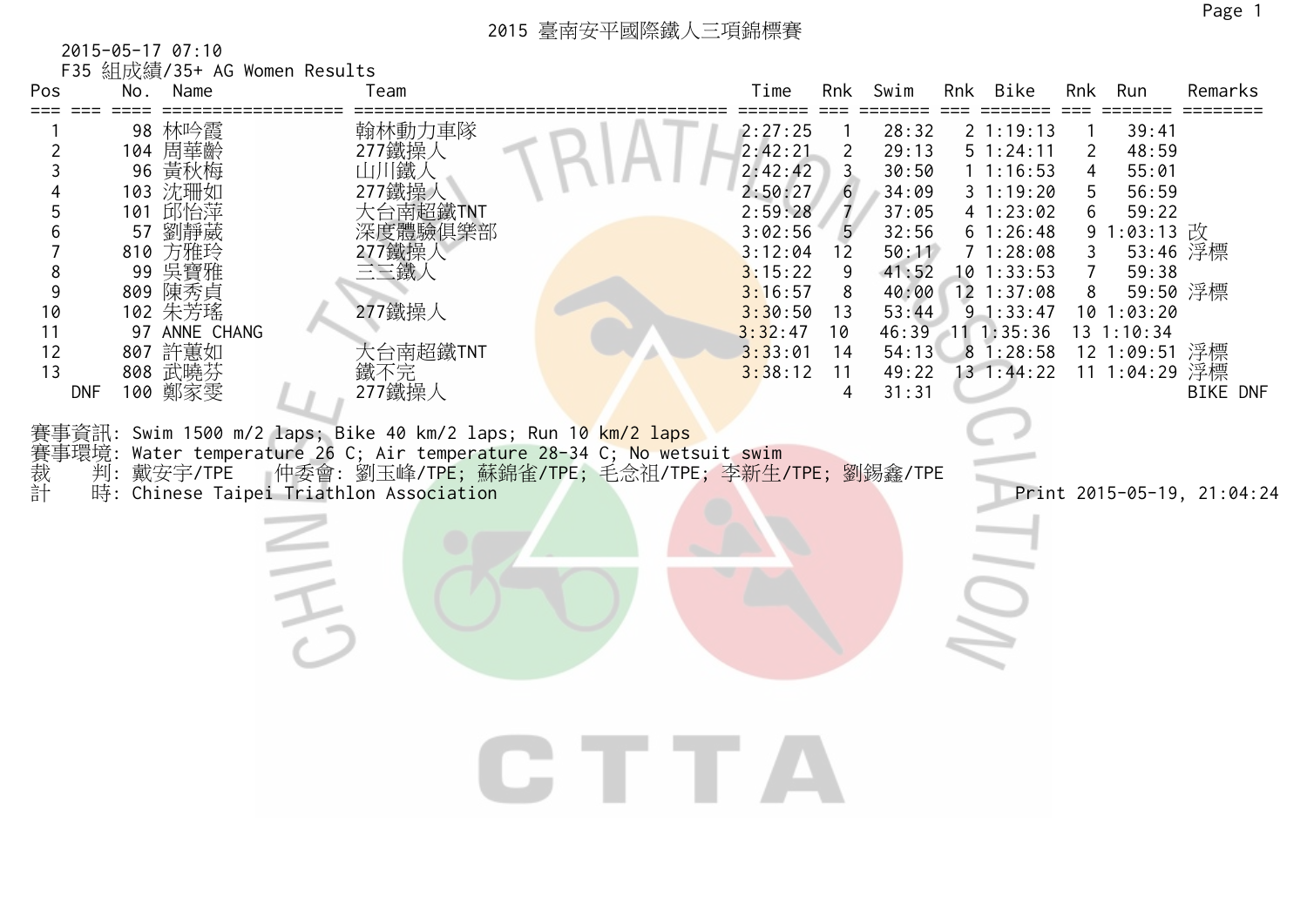# 2015 臺南安平國際鐵人三項錦標賽

2015-05-17 07:10

F35 組成績/35+ AG Women Results

| Pos | No. | Name | Team | Time | Rnk | Swim | Rnk | Bike | Rnk | Run | Remarks |
|---|---|---|---|---|---|---|---|---|---|---|---|
| 1 | 98 | 林吟霞 | 翰林動力車隊 | 2:27:25 | 1 | 28:32 | 2 | 1:19:13 | 1 | 39:41 | |
| 2 | 104 | 周華齡 | 277鐵操人 | 2:42:21 | 2 | 29:13 | 5 | 1:24:11 | 2 | 48:59 | |
| 3 | 96 | 黃秋梅 | 山川鐵人 | 2:42:42 | 3 | 30:50 | 1 | 1:16:53 | 4 | 55:01 | |
| 4 | 103 | 沈珊如 | 277鐵操人 | 2:50:27 | 6 | 34:09 | 3 | 1:19:20 | 5 | 56:59 | |
| 5 | 101 | 邱怡萍 | 大台南超鐵TNT | 2:59:28 | 7 | 37:05 | 4 | 1:23:02 | 6 | 59:22 | |
| 6 | 57 | 劉靜葳 | 深度體驗俱樂部 | 3:02:56 | 5 | 32:56 | 6 | 1:26:48 | 9 | 1:03:13 | 改 |
| 7 | 810 | 方雅玲 | 277鐵操人 | 3:12:04 | 12 | 50:11 | 7 | 1:28:08 | 3 | 53:46 | 浮標 |
| 8 | 99 | 吳寶雅 | 三三鐵人 | 3:15:22 | 9 | 41:52 | 10 | 1:33:53 | 7 | 59:38 | |
| 9 | 809 | 陳秀貞 | | 3:16:57 | 8 | 40:00 | 12 | 1:37:08 | 8 | 59:50 | 浮標 |
| 10 | 102 | 朱芳瑤 | 277鐵操人 | 3:30:50 | 13 | 53:44 | 9 | 1:33:47 | 10 | 1:03:20 | |
| 11 | 97 | ANNE CHANG | | 3:32:47 | 10 | 46:39 | 11 | 1:35:36 | 13 | 1:10:34 | |
| 12 | 807 | 許蕙如 | 大台南超鐵TNT | 3:33:01 | 14 | 54:13 | 8 | 1:28:58 | 12 | 1:09:51 | 浮標 |
| 13 | 808 | 武曉芬 | 鐵不完 | 3:38:12 | 11 | 49:22 | 13 | 1:44:22 | 11 | 1:04:29 | 浮標 |
| DNF | 100 | 鄭家雯 | 277鐵操人 | | 4 | 31:31 | | | | | BIKE DNF |

賽事資訊: Swim 1500 m/2 laps; Bike 40 km/2 laps; Run 10 km/2 laps

賽事環境: Water temperature 26 C; Air temperature 28-34 C; No wetsuit swim

裁　判: 戴安宇/TPE　仲委會: 劉玉峰/TPE; 蘇錦雀/TPE; 毛念祖/TPE; 李新生/TPE; 劉錫鑫/TPE

計　時: Chinese Taipei Triathlon Association

Print 2015-05-19, 21:04:24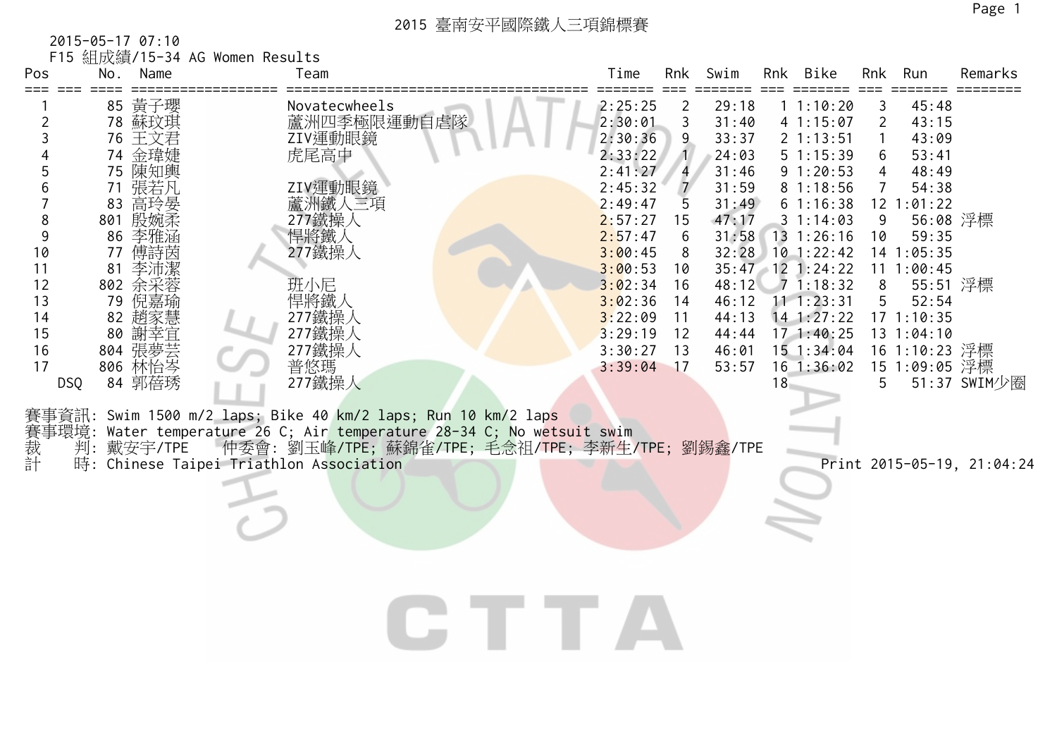# 2015 臺南安平國際鐵人三項錦標賽

2015-05-17 07:10

F15 組成績/15-34 AG Women Results

| Pos | No. | Name | Team | Time | Rnk | Swim | Rnk | Bike | Rnk | Run | Remarks |
|---|---|---|---|---|---|---|---|---|---|---|---|
| 1 | 85 | 黃子瓔 | Novatecwheels | 2:25:25 | 2 | 29:18 | 1 | 1:10:20 | 3 | 45:48 | |
| 2 | 78 | 蘇玟琪 | 蘆洲四季極限運動自虐隊 | 2:30:01 | 3 | 31:40 | 4 | 1:15:07 | 2 | 43:15 | |
| 3 | 76 | 王文君 | ZIV運動眼鏡 | 2:30:36 | 9 | 33:37 | 2 | 1:13:51 | 1 | 43:09 | |
| 4 | 74 | 金瑋婕 | 虎尾高中 | 2:33:22 | 1 | 24:03 | 5 | 1:15:39 | 6 | 53:41 | |
| 5 | 75 | 陳知輿 | | 2:41:27 | 4 | 31:46 | 9 | 1:20:53 | 4 | 48:49 | |
| 6 | 71 | 張若凡 | ZIV運動眼鏡 | 2:45:32 | 7 | 31:59 | 8 | 1:18:56 | 7 | 54:38 | |
| 7 | 83 | 高玲晏 | 蘆洲鐵人三項 | 2:49:47 | 5 | 31:49 | 6 | 1:16:38 | 12 | 1:01:22 | |
| 8 | 801 | 殷婉柔 | 277鐵操人 | 2:57:27 | 15 | 47:17 | 3 | 1:14:03 | 9 | 56:08 | 浮標 |
| 9 | 86 | 李雅涵 | 悍將鐵人 | 2:57:47 | 6 | 31:58 | 13 | 1:26:16 | 10 | 59:35 | |
| 10 | 77 | 傅詩茵 | 277鐵操人 | 3:00:45 | 8 | 32:28 | 10 | 1:22:42 | 14 | 1:05:35 | |
| 11 | 81 | 李沛潔 | | 3:00:53 | 10 | 35:47 | 12 | 1:24:22 | 11 | 1:00:45 | |
| 12 | 802 | 余采蓉 | 班小尼 | 3:02:34 | 16 | 48:12 | 7 | 1:18:32 | 8 | 55:51 | 浮標 |
| 13 | 79 | 倪嘉瑜 | 悍將鐵人 | 3:02:36 | 14 | 46:12 | 11 | 1:23:31 | 5 | 52:54 | |
| 14 | 82 | 趙家慧 | 277鐵操人 | 3:22:09 | 11 | 44:13 | 14 | 1:27:22 | 17 | 1:10:35 | |
| 15 | 80 | 謝幸宜 | 277鐵操人 | 3:29:19 | 12 | 44:44 | 17 | 1:40:25 | 13 | 1:04:10 | |
| 16 | 804 | 張夢芸 | 277鐵操人 | 3:30:27 | 13 | 46:01 | 15 | 1:34:04 | 16 | 1:10:23 | 浮標 |
| 17 | 806 | 林怡岑 | 普悠瑪 | 3:39:04 | 17 | 53:57 | 16 | 1:36:02 | 15 | 1:09:05 | 浮標 |
| DSQ | 84 | 郭蓓琇 | 277鐵操人 | | | | 18 | | 5 | 51:37 | SWIM少圈 |

賽事資訊: Swim 1500 m/2 laps; Bike 40 km/2 laps; Run 10 km/2 laps

賽事環境: Water temperature 26 C; Air temperature 28-34 C; No wetsuit swim

裁　判: 戴安宇/TPE　仲委會: 劉玉峰/TPE; 蘇錦雀/TPE; 毛念祖/TPE; 李新生/TPE; 劉錫鑫/TPE

計　時: Chinese Taipei Triathlon Association

Print 2015-05-19, 21:04:24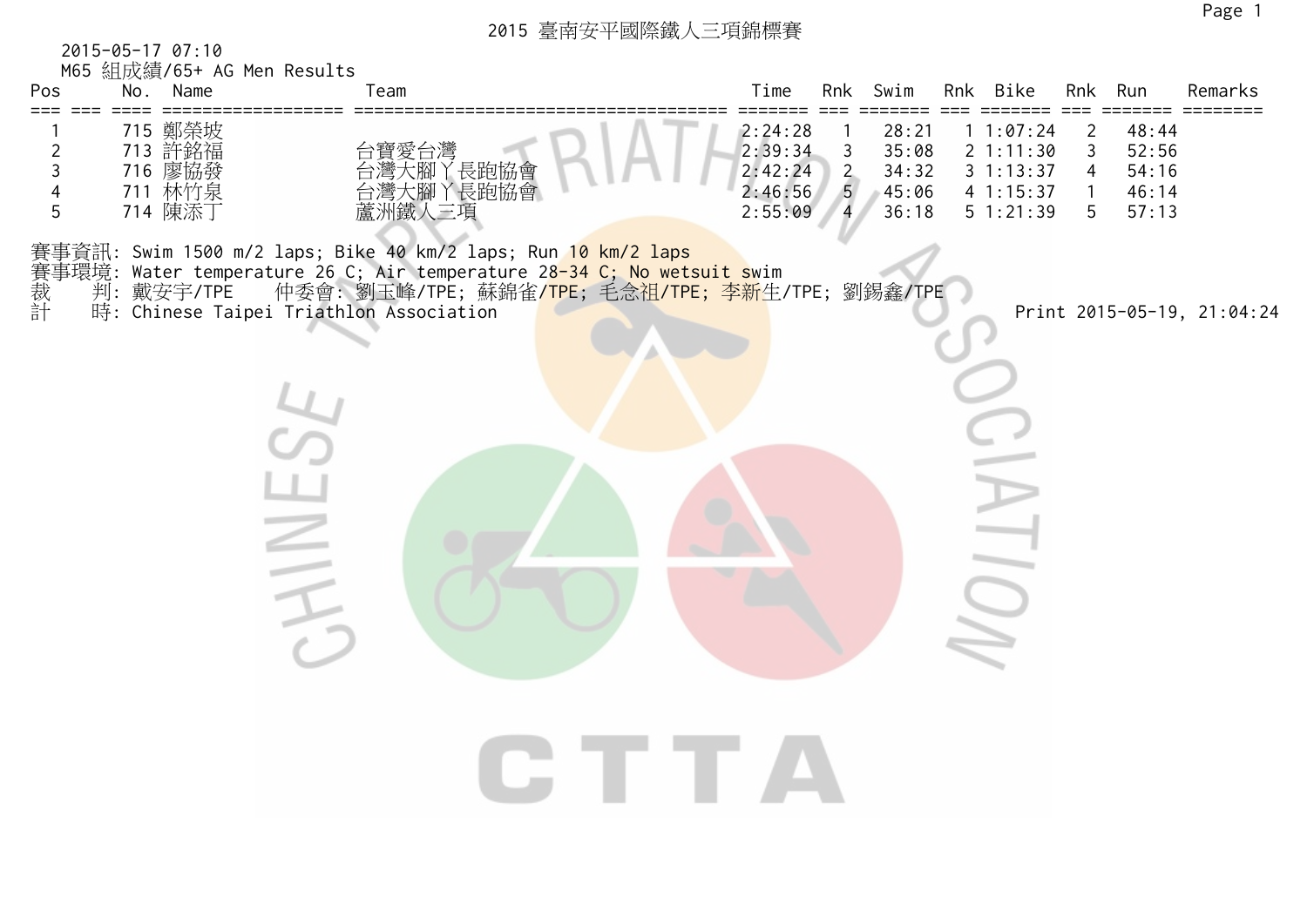# 2015 臺南安平國際鐵人三項錦標賽

2015-05-17 07:10

M65 組成績/65+ AG Men Results

| Pos | | No. | Name | Team | Time | Rnk | Swim | Rnk | Bike | Rnk | Run | Remarks |
|---|---|---|---|---|---|---|---|---|---|---|---|---|
| 1 | | 715 | 鄭榮坡 | | 2:24:28 | 1 | 28:21 | 1 | 1:07:24 | 2 | 48:44 | |
| 2 | | 713 | 許銘福 | 台寶愛台灣 | 2:39:34 | 3 | 35:08 | 2 | 1:11:30 | 3 | 52:56 | |
| 3 | | 716 | 廖協發 | 台灣大腳丫長跑協會 | 2:42:24 | 2 | 34:32 | 3 | 1:13:37 | 4 | 54:16 | |
| 4 | | 711 | 林竹泉 | 台灣大腳丫長跑協會 | 2:46:56 | 5 | 45:06 | 4 | 1:15:37 | 1 | 46:14 | |
| 5 | | 714 | 陳添丁 | 蘆洲鐵人三項 | 2:55:09 | 4 | 36:18 | 5 | 1:21:39 | 5 | 57:13 | |

賽事資訊: Swim 1500 m/2 laps; Bike 40 km/2 laps; Run 10 km/2 laps

賽事環境: Water temperature 26 C; Air temperature 28-34 C; No wetsuit swim

裁　判: 戴安宇/TPE　仲委會: 劉玉峰/TPE; 蘇錦雀/TPE; 毛念祖/TPE; 李新生/TPE; 劉錫鑫/TPE

計　時: Chinese Taipei Triathlon Association　　Print 2015-05-19, 21:04:24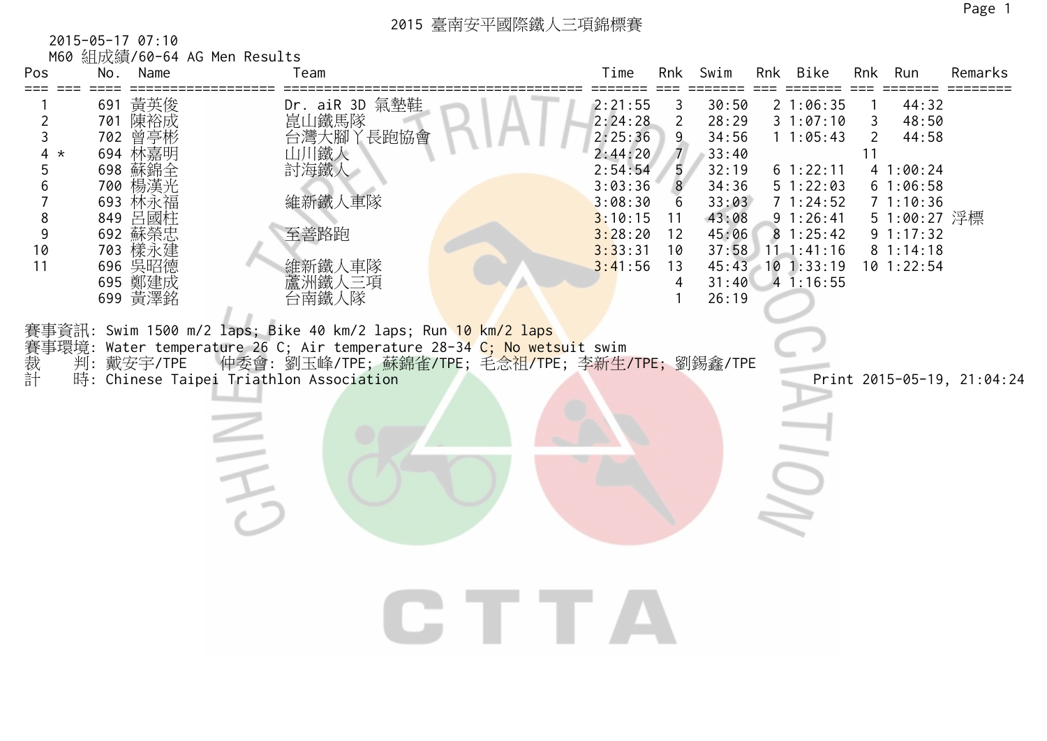# 2015 臺南安平國際鐵人三項錦標賽

2015-05-17 07:10

M60 組成績/60-64 AG Men Results

| Pos | | No. | Name | Team | Time | Rnk | Swim | Rnk | Bike | Rnk | Run | Remarks |
|---|---|---|---|---|---|---|---|---|---|---|---|---|
| 1 | | 691 | 黃英俊 | Dr. aiR 3D 氣墊鞋 | 2:21:55 | 3 | 30:50 | 2 | 1:06:35 | 1 | 44:32 | |
| 2 | | 701 | 陳裕成 | 崑山鐵馬隊 | 2:24:28 | 2 | 28:29 | 3 | 1:07:10 | 3 | 48:50 | |
| 3 | | 702 | 曾亭彬 | 台灣大腳丫長跑協會 | 2:25:36 | 9 | 34:56 | 1 | 1:05:43 | 2 | 44:58 | |
| 4 | * | 694 | 林嘉明 | 山川鐵人 | 2:44:20 | 7 | 33:40 | | | 11 | | |
| 5 | | 698 | 蘇錦全 | 討海鐵人 | 2:54:54 | 5 | 32:19 | 6 | 1:22:11 | 4 | 1:00:24 | |
| 6 | | 700 | 楊漢光 | | 3:03:36 | 8 | 34:36 | 5 | 1:22:03 | 6 | 1:06:58 | |
| 7 | | 693 | 林永福 | 維新鐵人車隊 | 3:08:30 | 6 | 33:03 | 7 | 1:24:52 | 7 | 1:10:36 | |
| 8 | | 849 | 呂國柱 | | 3:10:15 | 11 | 43:08 | 9 | 1:26:41 | 5 | 1:00:27 | 浮標 |
| 9 | | 692 | 蘇榮忠 | 至善路跑 | 3:28:20 | 12 | 45:06 | 8 | 1:25:42 | 9 | 1:17:32 | |
| 10 | | 703 | 樣永建 | | 3:33:31 | 10 | 37:58 | 11 | 1:41:16 | 8 | 1:14:18 | |
| 11 | | 696 | 吳昭德 | 維新鐵人車隊 | 3:41:56 | 13 | 45:43 | 10 | 1:33:19 | 10 | 1:22:54 | |
| | | 695 | 鄭建成 | 蘆洲鐵人三項 | | 4 | 31:40 | 4 | 1:16:55 | | | |
| | | 699 | 黃澤銘 | 台南鐵人隊 | | 1 | 26:19 | | | | | |

賽事資訊: Swim 1500 m/2 laps; Bike 40 km/2 laps; Run 10 km/2 laps

賽事環境: Water temperature 26 C; Air temperature 28-34 C; No wetsuit swim

裁　判: 戴安宇/TPE　仲委會: 劉玉峰/TPE; 蘇錦雀/TPE; 毛念祖/TPE; 李新生/TPE; 劉錫鑫/TPE

計　時: Chinese Taipei Triathlon Association

Print 2015-05-19, 21:04:24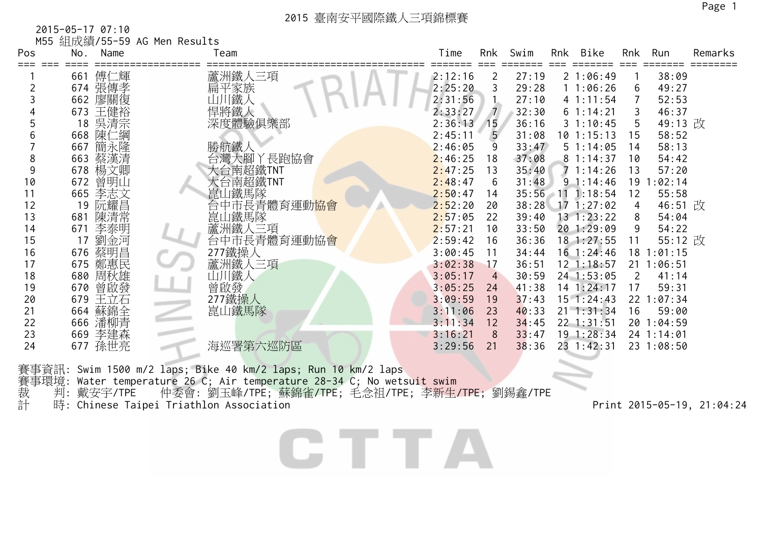# 2015 臺南安平國際鐵人三項錦標賽

2015-05-17 07:10

M55 組成績/55-59 AG Men Results

| Pos | No. | Name | Team | Time | Rnk | Swim | Rnk | Bike | Rnk | Run | Remarks |
|---|---|---|---|---|---|---|---|---|---|---|---|
| 1 | 661 | 傅仁輝 | 蘆洲鐵人三項 | 2:12:16 | 2 | 27:19 | 2 | 1:06:49 | 1 | 38:09 | |
| 2 | 674 | 張傳孝 | 扁平家族 | 2:25:20 | 3 | 29:28 | 1 | 1:06:26 | 6 | 49:27 | |
| 3 | 662 | 廖關復 | 山川鐵人 | 2:31:56 | 1 | 27:10 | 4 | 1:11:54 | 7 | 52:53 | |
| 4 | 673 | 王健裕 | 悍將鐵人 | 2:33:27 | 7 | 32:30 | 6 | 1:14:21 | 3 | 46:37 | |
| 5 | 18 | 吳清宗 | 深度體驗俱樂部 | 2:36:13 | 15 | 36:16 | 3 | 1:10:45 | 5 | 49:13 | 改 |
| 6 | 668 | 陳仁綱 | | 2:45:11 | 5 | 31:08 | 10 | 1:15:13 | 15 | 58:52 | |
| 7 | 667 | 簡永隆 | 勝航鐵人 | 2:46:05 | 9 | 33:47 | 5 | 1:14:05 | 14 | 58:13 | |
| 8 | 663 | 蔡漢清 | 台灣大腳丫長跑協會 | 2:46:25 | 18 | 37:08 | 8 | 1:14:37 | 10 | 54:42 | |
| 9 | 678 | 楊文卿 | 大台南超鐵TNT | 2:47:25 | 13 | 35:40 | 7 | 1:14:26 | 13 | 57:20 | |
| 10 | 672 | 曾明山 | 大台南超鐵TNT | 2:48:47 | 6 | 31:48 | 9 | 1:14:46 | 19 | 1:02:14 | |
| 11 | 665 | 李志文 | 崑山鐵馬隊 | 2:50:47 | 14 | 35:56 | 11 | 1:18:54 | 12 | 55:58 | |
| 12 | 19 | 阮耀昌 | 台中市長青體育運動協會 | 2:52:20 | 20 | 38:28 | 17 | 1:27:02 | 4 | 46:51 | 改 |
| 13 | 681 | 陳清常 | 崑山鐵馬隊 | 2:57:05 | 22 | 39:40 | 13 | 1:23:22 | 8 | 54:04 | |
| 14 | 671 | 李泰明 | 蘆洲鐵人三項 | 2:57:21 | 10 | 33:50 | 20 | 1:29:09 | 9 | 54:22 | |
| 15 | 17 | 劉金河 | 台中市長青體育運動協會 | 2:59:42 | 16 | 36:36 | 18 | 1:27:55 | 11 | 55:12 | 改 |
| 16 | 676 | 蔡明昌 | 277鐵操人 | 3:00:45 | 11 | 34:44 | 16 | 1:24:46 | 18 | 1:01:15 | |
| 17 | 675 | 鄭惠民 | 蘆洲鐵人三項 | 3:02:38 | 17 | 36:51 | 12 | 1:18:57 | 21 | 1:06:51 | |
| 18 | 680 | 周秋雄 | 山川鐵人 | 3:05:17 | 4 | 30:59 | 24 | 1:53:05 | 2 | 41:14 | |
| 19 | 670 | 曾啟發 | 曾啟發 | 3:05:25 | 24 | 41:38 | 14 | 1:24:17 | 17 | 59:31 | |
| 20 | 679 | 王立石 | 277鐵操人 | 3:09:59 | 19 | 37:43 | 15 | 1:24:43 | 22 | 1:07:34 | |
| 21 | 664 | 蘇錦全 | 崑山鐵馬隊 | 3:11:06 | 23 | 40:33 | 21 | 1:31:34 | 16 | 59:00 | |
| 22 | 666 | 潘柳青 | | 3:11:34 | 12 | 34:45 | 22 | 1:31:51 | 20 | 1:04:59 | |
| 23 | 669 | 李建森 | | 3:16:21 | 8 | 33:47 | 19 | 1:28:34 | 24 | 1:14:01 | |
| 24 | 677 | 孫世亮 | 海巡署第六巡防區 | 3:29:56 | 21 | 38:36 | 23 | 1:42:31 | 23 | 1:08:50 | |

賽事資訊: Swim 1500 m/2 laps; Bike 40 km/2 laps; Run 10 km/2 laps

賽事環境: Water temperature 26 C; Air temperature 28-34 C; No wetsuit swim

裁　判: 戴安宇/TPE　仲委會: 劉玉峰/TPE; 蘇錦雀/TPE; 毛念祖/TPE; 李新生/TPE; 劉錫鑫/TPE

計　時: Chinese Taipei Triathlon Association

Print 2015-05-19, 21:04:24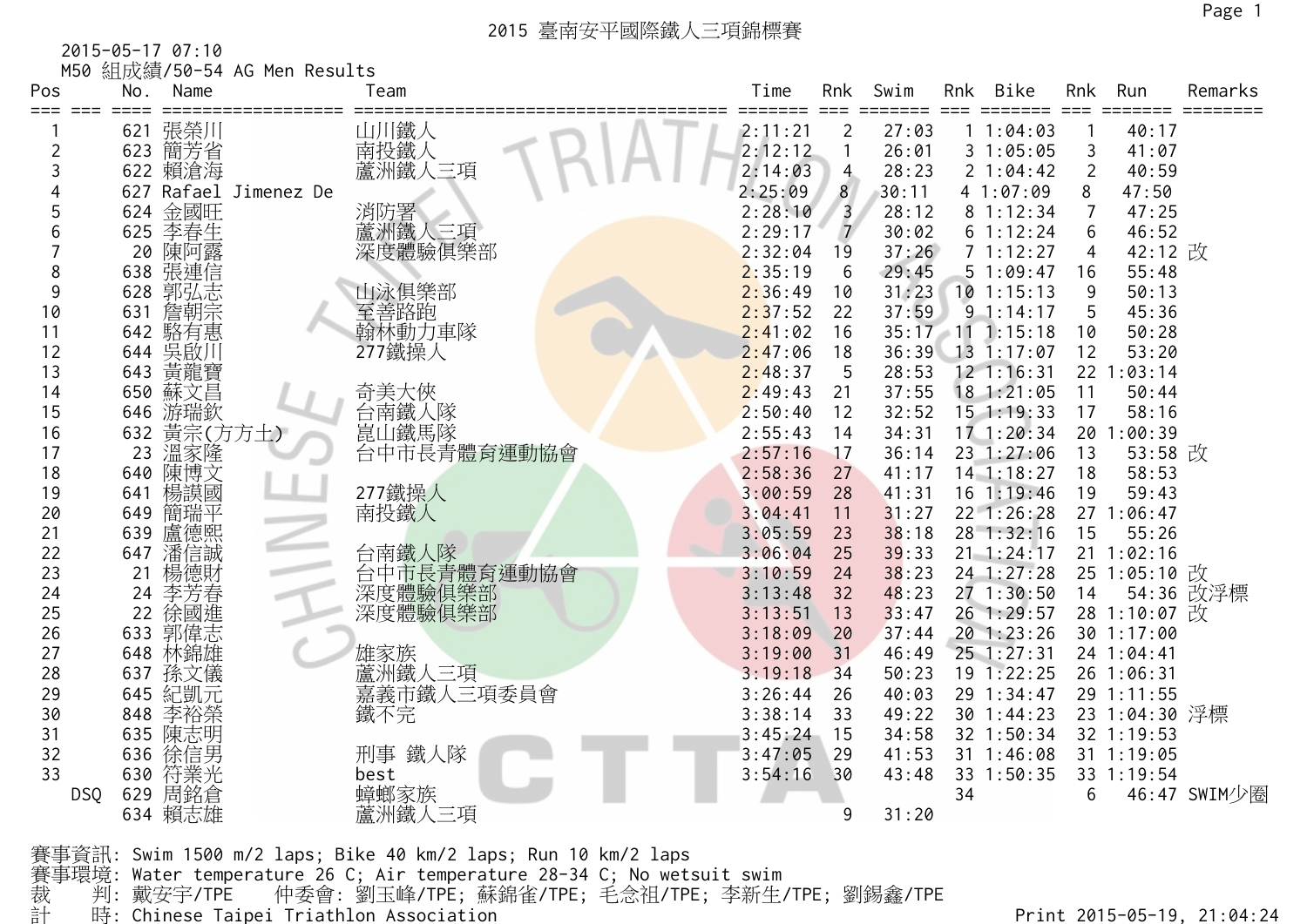# 2015 臺南安平國際鐵人三項錦標賽

2015-05-17 07:10

M50 組成績/50-54 AG Men Results

| Pos | No. | Name | Team | Time | Rnk | Swim | Rnk | Bike | Rnk | Run | Remarks |
|---|---|---|---|---|---|---|---|---|---|---|---|
| 1 | 621 | 張榮川 | 山川鐵人 | 2:11:21 | 2 | 27:03 | 1 | 1:04:03 | 1 | 40:17 | |
| 2 | 623 | 簡芳省 | 南投鐵人 | 2:12:12 | 1 | 26:01 | 3 | 1:05:05 | 3 | 41:07 | |
| 3 | 622 | 賴滄海 | 蘆洲鐵人三項 | 2:14:03 | 4 | 28:23 | 2 | 1:04:42 | 2 | 40:59 | |
| 4 | 627 | Rafael Jimenez De | | 2:25:09 | 8 | 30:11 | 4 | 1:07:09 | 8 | 47:50 | |
| 5 | 624 | 金國旺 | 消防署 | 2:28:10 | 3 | 28:12 | 8 | 1:12:34 | 7 | 47:25 | |
| 6 | 625 | 李春生 | 蘆洲鐵人三項 | 2:29:17 | 7 | 30:02 | 6 | 1:12:24 | 6 | 46:52 | |
| 7 | 20 | 陳阿露 | 深度體驗俱樂部 | 2:32:04 | 19 | 37:26 | 7 | 1:12:27 | 4 | 42:12 | 改 |
| 8 | 638 | 張連信 | | 2:35:19 | 6 | 29:45 | 5 | 1:09:47 | 16 | 55:48 | |
| 9 | 628 | 郭弘志 | 山泳俱樂部 | 2:36:49 | 10 | 31:23 | 10 | 1:15:13 | 9 | 50:13 | |
| 10 | 631 | 詹朝宗 | 至善路跑 | 2:37:52 | 22 | 37:59 | 9 | 1:14:17 | 5 | 45:36 | |
| 11 | 642 | 駱有惠 | 翰林動力車隊 | 2:41:02 | 16 | 35:17 | 11 | 1:15:18 | 10 | 50:28 | |
| 12 | 644 | 吳啟川 | 277鐵操人 | 2:47:06 | 18 | 36:39 | 13 | 1:17:07 | 12 | 53:20 | |
| 13 | 643 | 黃龍寶 | | 2:48:37 | 5 | 28:53 | 12 | 1:16:31 | 22 | 1:03:14 | |
| 14 | 650 | 蘇文昌 | 奇美大俠 | 2:49:43 | 21 | 37:55 | 18 | 1:21:05 | 11 | 50:44 | |
| 15 | 646 | 游瑞欽 | 台南鐵人隊 | 2:50:40 | 12 | 32:52 | 15 | 1:19:33 | 17 | 58:16 | |
| 16 | 632 | 黃宗(方方土) | 崑山鐵馬隊 | 2:55:43 | 14 | 34:31 | 17 | 1:20:34 | 20 | 1:00:39 | |
| 17 | 23 | 溫家隆 | 台中市長青體育運動協會 | 2:57:16 | 17 | 36:14 | 23 | 1:27:06 | 13 | 53:58 | 改 |
| 18 | 640 | 陳博文 | | 2:58:36 | 27 | 41:17 | 14 | 1:18:27 | 18 | 58:53 | |
| 19 | 641 | 楊謨國 | 277鐵操人 | 3:00:59 | 28 | 41:31 | 16 | 1:19:46 | 19 | 59:43 | |
| 20 | 649 | 簡瑞平 | 南投鐵人 | 3:04:41 | 11 | 31:27 | 22 | 1:26:28 | 27 | 1:06:47 | |
| 21 | 639 | 盧德熙 | | 3:05:59 | 23 | 38:18 | 28 | 1:32:16 | 15 | 55:26 | |
| 22 | 647 | 潘信誠 | 台南鐵人隊 | 3:06:04 | 25 | 39:33 | 21 | 1:24:17 | 21 | 1:02:16 | |
| 23 | 21 | 楊德財 | 台中市長青體育運動協會 | 3:10:59 | 24 | 38:23 | 24 | 1:27:28 | 25 | 1:05:10 | 改 |
| 24 | 24 | 李芳春 | 深度體驗俱樂部 | 3:13:48 | 32 | 48:23 | 27 | 1:30:50 | 14 | 54:36 | 改浮標 |
| 25 | 22 | 徐國進 | 深度體驗俱樂部 | 3:13:51 | 13 | 33:47 | 26 | 1:29:57 | 28 | 1:10:07 | 改 |
| 26 | 633 | 郭偉志 | | 3:18:09 | 20 | 37:44 | 20 | 1:23:26 | 30 | 1:17:00 | |
| 27 | 648 | 林錦雄 | 雄家族 | 3:19:00 | 31 | 46:49 | 25 | 1:27:31 | 24 | 1:04:41 | |
| 28 | 637 | 孫文儀 | 蘆洲鐵人三項 | 3:19:18 | 34 | 50:23 | 19 | 1:22:25 | 26 | 1:06:31 | |
| 29 | 645 | 紀凱元 | 嘉義市鐵人三項委員會 | 3:26:44 | 26 | 40:03 | 29 | 1:34:47 | 29 | 1:11:55 | |
| 30 | 848 | 李裕榮 | 鐵不完 | 3:38:14 | 33 | 49:22 | 30 | 1:44:23 | 23 | 1:04:30 | 浮標 |
| 31 | 635 | 陳志明 | | 3:45:24 | 15 | 34:58 | 32 | 1:50:34 | 32 | 1:19:53 | |
| 32 | 636 | 徐信男 | 刑事 鐵人隊 | 3:47:05 | 29 | 41:53 | 31 | 1:46:08 | 31 | 1:19:05 | |
| 33 | 630 | 符業光 | best | 3:54:16 | 30 | 43:48 | 33 | 1:50:35 | 33 | 1:19:54 | |
| DSQ | 629 | 周銘倉 | 蟑螂家族 | | | | 34 | | 6 | 46:47 | SWIM少圈 |
| | 634 | 賴志雄 | 蘆洲鐵人三項 | | 9 | 31:20 | | | | | |

賽事資訊: Swim 1500 m/2 laps; Bike 40 km/2 laps; Run 10 km/2 laps

賽事環境: Water temperature 26 C; Air temperature 28-34 C; No wetsuit swim

裁　判: 戴安宇/TPE　仲委會: 劉玉峰/TPE; 蘇錦雀/TPE; 毛念祖/TPE; 李新生/TPE; 劉錫鑫/TPE

計　時: Chinese Taipei Triathlon Association

Print 2015-05-19, 21:04:24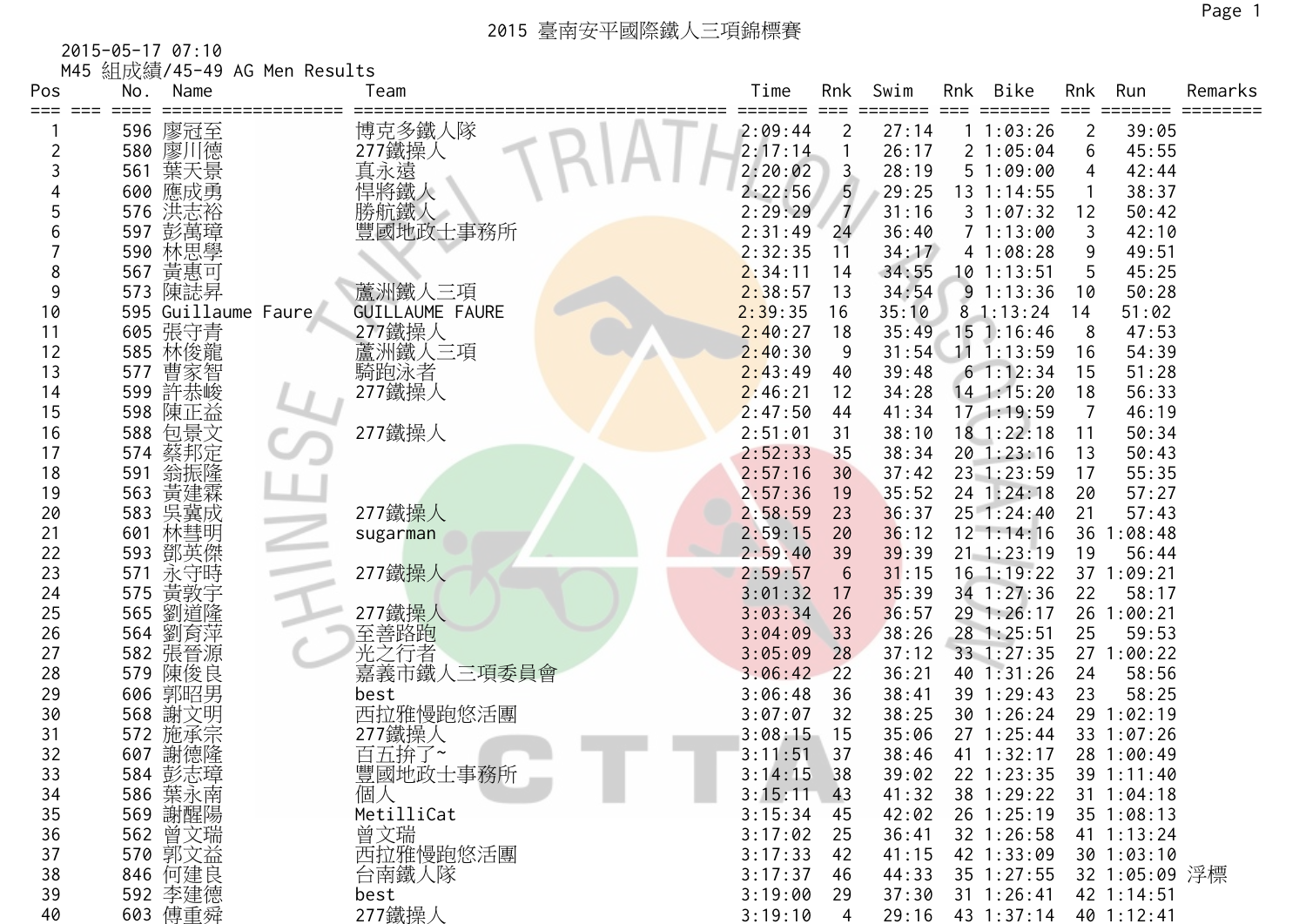# 2015 臺南安平國際鐵人三項錦標賽

2015-05-17 07:10

M45 組成績/45-49 AG Men Results

| Pos | No. | Name | Team | Time | Rnk | Swim | Rnk | Bike | Rnk | Run | Remarks |
|---|---|---|---|---|---|---|---|---|---|---|---|
| 1 | 596 | 廖冠至 | 博克多鐵人隊 | 2:09:44 | 2 | 27:14 | 1 | 1:03:26 | 2 | 39:05 | |
| 2 | 580 | 廖川德 | 277鐵操人 | 2:17:14 | 1 | 26:17 | 2 | 1:05:04 | 6 | 45:55 | |
| 3 | 561 | 葉天景 | 真永遠 | 2:20:02 | 3 | 28:19 | 5 | 1:09:00 | 4 | 42:44 | |
| 4 | 600 | 應成勇 | 悍將鐵人 | 2:22:56 | 5 | 29:25 | 13 | 1:14:55 | 1 | 38:37 | |
| 5 | 576 | 洪志裕 | 勝航鐵人 | 2:29:29 | 7 | 31:16 | 3 | 1:07:32 | 12 | 50:42 | |
| 6 | 597 | 彭萬璋 | 豐國地政士事務所 | 2:31:49 | 24 | 36:40 | 7 | 1:13:00 | 3 | 42:10 | |
| 7 | 590 | 林思學 | | 2:32:35 | 11 | 34:17 | 4 | 1:08:28 | 9 | 49:51 | |
| 8 | 567 | 黃惠可 | | 2:34:11 | 14 | 34:55 | 10 | 1:13:51 | 5 | 45:25 | |
| 9 | 573 | 陳誌昇 | 蘆洲鐵人三項 | 2:38:57 | 13 | 34:54 | 9 | 1:13:36 | 10 | 50:28 | |
| 10 | 595 | Guillaume Faure | GUILLAUME FAURE | 2:39:35 | 16 | 35:10 | 8 | 1:13:24 | 14 | 51:02 | |
| 11 | 605 | 張守青 | 277鐵操人 | 2:40:27 | 18 | 35:49 | 15 | 1:16:46 | 8 | 47:53 | |
| 12 | 585 | 林俊龍 | 蘆洲鐵人三項 | 2:40:30 | 9 | 31:54 | 11 | 1:13:59 | 16 | 54:39 | |
| 13 | 577 | 曹家智 | 騎跑泳者 | 2:43:49 | 40 | 39:48 | 6 | 1:12:34 | 15 | 51:28 | |
| 14 | 599 | 許恭峻 | 277鐵操人 | 2:46:21 | 12 | 34:28 | 14 | 1:15:20 | 18 | 56:33 | |
| 15 | 598 | 陳正益 | | 2:47:50 | 44 | 41:34 | 17 | 1:19:59 | 7 | 46:19 | |
| 16 | 588 | 包景文 | 277鐵操人 | 2:51:01 | 31 | 38:10 | 18 | 1:22:18 | 11 | 50:34 | |
| 17 | 574 | 蔡邦定 | | 2:52:33 | 35 | 38:34 | 20 | 1:23:16 | 13 | 50:43 | |
| 18 | 591 | 翁振隆 | | 2:57:16 | 30 | 37:42 | 23 | 1:23:59 | 17 | 55:35 | |
| 19 | 563 | 黃建霖 | | 2:57:36 | 19 | 35:52 | 24 | 1:24:18 | 20 | 57:27 | |
| 20 | 583 | 吳冀成 | 277鐵操人 | 2:58:59 | 23 | 36:37 | 25 | 1:24:40 | 21 | 57:43 | |
| 21 | 601 | 林彗明 | sugarman | 2:59:15 | 20 | 36:12 | 12 | 1:14:16 | 36 | 1:08:48 | |
| 22 | 593 | 鄧英傑 | | 2:59:40 | 39 | 39:39 | 21 | 1:23:19 | 19 | 56:44 | |
| 23 | 571 | 永守時 | 277鐵操人 | 2:59:57 | 6 | 31:15 | 16 | 1:19:22 | 37 | 1:09:21 | |
| 24 | 575 | 黃敦宇 | | 3:01:32 | 17 | 35:39 | 34 | 1:27:36 | 22 | 58:17 | |
| 25 | 565 | 劉道隆 | 277鐵操人 | 3:03:34 | 26 | 36:57 | 29 | 1:26:17 | 26 | 1:00:21 | |
| 26 | 564 | 劉育萍 | 至善路跑 | 3:04:09 | 33 | 38:26 | 28 | 1:25:51 | 25 | 59:53 | |
| 27 | 582 | 張晉源 | 光之行者 | 3:05:09 | 28 | 37:12 | 33 | 1:27:35 | 27 | 1:00:22 | |
| 28 | 579 | 陳俊良 | 嘉義市鐵人三項委員會 | 3:06:42 | 22 | 36:21 | 40 | 1:31:26 | 24 | 58:56 | |
| 29 | 606 | 郭昭男 | best | 3:06:48 | 36 | 38:41 | 39 | 1:29:43 | 23 | 58:25 | |
| 30 | 568 | 謝文明 | 西拉雅慢跑悠活團 | 3:07:07 | 32 | 38:25 | 30 | 1:26:24 | 29 | 1:02:19 | |
| 31 | 572 | 施承宗 | 277鐵操人 | 3:08:15 | 15 | 35:06 | 27 | 1:25:44 | 33 | 1:07:26 | |
| 32 | 607 | 謝德隆 | 百五拚了~ | 3:11:51 | 37 | 38:46 | 41 | 1:32:17 | 28 | 1:00:49 | |
| 33 | 584 | 彭志璋 | 豐國地政士事務所 | 3:14:15 | 38 | 39:02 | 22 | 1:23:35 | 39 | 1:11:40 | |
| 34 | 586 | 葉永南 | 個人 | 3:15:11 | 43 | 41:32 | 38 | 1:29:22 | 31 | 1:04:18 | |
| 35 | 569 | 謝醒陽 | MetilliCat | 3:15:34 | 45 | 42:02 | 26 | 1:25:19 | 35 | 1:08:13 | |
| 36 | 562 | 曾文瑞 | 曾文瑞 | 3:17:02 | 25 | 36:41 | 32 | 1:26:58 | 41 | 1:13:24 | |
| 37 | 570 | 郭文益 | 西拉雅慢跑悠活團 | 3:17:33 | 42 | 41:15 | 42 | 1:33:09 | 30 | 1:03:10 | |
| 38 | 846 | 何建良 | 台南鐵人隊 | 3:17:37 | 46 | 44:33 | 35 | 1:27:55 | 32 | 1:05:09 | 浮標 |
| 39 | 592 | 李建德 | best | 3:19:00 | 29 | 37:30 | 31 | 1:26:41 | 42 | 1:14:51 | |
| 40 | 603 | 傅重舜 | 277鐵操人 | 3:19:10 | 4 | 29:16 | 43 | 1:37:14 | 40 | 1:12:41 | |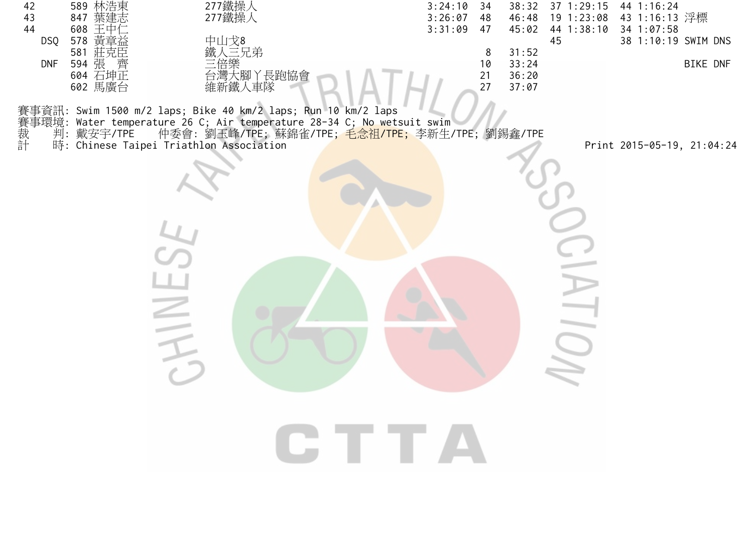| Rank | No. | Name | Team | Total | Swim Rank | Swim | Bike Rank | Bike | Run Rank | Run | Note |
|---|---|---|---|---|---|---|---|---|---|---|---|
| 42 | 589 | 林浩東 | 277鐵操人 | 3:24:10 | 34 | 38:32 | 37 | 1:29:15 | 44 | 1:16:24 | |
| 43 | 847 | 葉建志 | 277鐵操人 | 3:26:07 | 48 | 46:48 | 19 | 1:23:08 | 43 | 1:16:13 | 浮標 |
| 44 | 608 | 王中仁 | | 3:31:09 | 47 | 45:02 | 44 | 1:38:10 | 34 | 1:07:58 | |
| DSQ | 578 | 黃章益 | 中山戈8 | | | | 45 | | 38 | 1:10:19 | SWIM DNS |
| | 581 | 莊克臣 | 鐵人三兄弟 | | 8 | 31:52 | | | | | |
| DNF | 594 | 張　齊 | 三倍樂 | | 10 | 33:24 | | | | | BIKE DNF |
| | 604 | 石坤正 | 台灣大腳丫長跑協會 | | 21 | 36:20 | | | | | |
| | 602 | 馬廣台 | 維新鐵人車隊 | | 27 | 37:07 | | | | | |

賽事資訊: Swim 1500 m/2 laps; Bike 40 km/2 laps; Run 10 km/2 laps
賽事環境: Water temperature 26 C; Air temperature 28-34 C; No wetsuit swim
裁　　判: 戴安宇/TPE　　仲委會: 劉玉峰/TPE; 蘇錦雀/TPE; 毛念祖/TPE; 李新生/TPE; 劉錫鑫/TPE
計　　時: Chinese Taipei Triathlon Association　　Print 2015-05-19, 21:04:24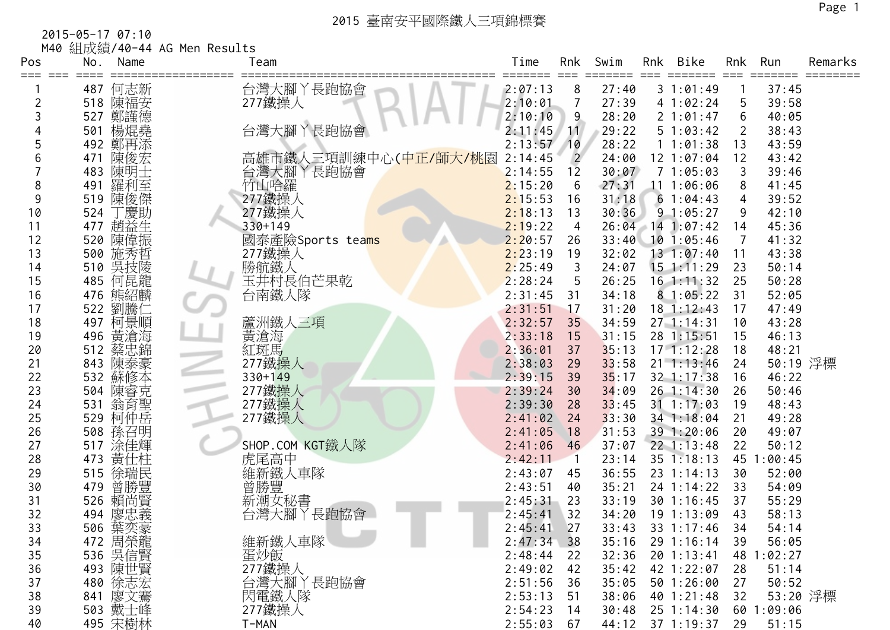# 2015 臺南安平國際鐵人三項錦標賽

2015-05-17 07:10

M40 組成績/40-44 AG Men Results

| Pos | No. | Name | Team | Time | Rnk | Swim | Rnk | Bike | Rnk | Run | Remarks |
|---|---|---|---|---|---|---|---|---|---|---|---|
| 1 | 487 | 何志新 | 台灣大腳丫長跑協會 | 2:07:13 | 8 | 27:40 | 3 | 1:01:49 | 1 | 37:45 | |
| 2 | 518 | 陳福安 | 277鐵操人 | 2:10:01 | 7 | 27:39 | 4 | 1:02:24 | 5 | 39:58 | |
| 3 | 527 | 鄭謹德 | | 2:10:10 | 9 | 28:20 | 2 | 1:01:47 | 6 | 40:05 | |
| 4 | 501 | 楊焜堯 | 台灣大腳丫長跑協會 | 2:11:45 | 11 | 29:22 | 5 | 1:03:42 | 2 | 38:43 | |
| 5 | 492 | 鄭再添 | | 2:13:57 | 10 | 28:22 | 1 | 1:01:38 | 13 | 43:59 | |
| 6 | 471 | 陳俊宏 | 高雄市鐵人三項訓練中心(中正/師大/桃園 | 2:14:45 | 2 | 24:00 | 12 | 1:07:04 | 12 | 43:42 | |
| 7 | 483 | 陳明士 | 台灣大腳丫長跑協會 | 2:14:55 | 12 | 30:07 | 7 | 1:05:03 | 3 | 39:46 | |
| 8 | 491 | 羅利至 | 竹山哈羅 | 2:15:20 | 6 | 27:31 | 11 | 1:06:06 | 8 | 41:45 | |
| 9 | 519 | 陳俊傑 | 277鐵操人 | 2:15:53 | 16 | 31:18 | 6 | 1:04:43 | 4 | 39:52 | |
| 10 | 524 | 丁慶助 | 277鐵操人 | 2:18:13 | 13 | 30:36 | 9 | 1:05:27 | 9 | 42:10 | |
| 11 | 477 | 趙益生 | 330+149 | 2:19:22 | 4 | 26:04 | 14 | 1:07:42 | 14 | 45:36 | |
| 12 | 520 | 陳偉振 | 國泰產險Sports teams | 2:20:57 | 26 | 33:40 | 10 | 1:05:46 | 7 | 41:32 | |
| 13 | 500 | 施秀哲 | 277鐵操人 | 2:23:19 | 19 | 32:02 | 13 | 1:07:40 | 11 | 43:38 | |
| 14 | 510 | 吳技陵 | 勝航鐵人 | 2:25:49 | 3 | 24:07 | 15 | 1:11:29 | 23 | 50:14 | |
| 15 | 485 | 何昆龍 | 玉井村長伯芒果乾 | 2:28:24 | 5 | 26:25 | 16 | 1:11:32 | 25 | 50:28 | |
| 16 | 476 | 熊紹麟 | 台南鐵人隊 | 2:31:45 | 31 | 34:18 | 8 | 1:05:22 | 31 | 52:05 | |
| 17 | 522 | 劉騰仁 | | 2:31:51 | 17 | 31:20 | 18 | 1:12:43 | 17 | 47:49 | |
| 18 | 497 | 柯景順 | 蘆洲鐵人三項 | 2:32:57 | 35 | 34:59 | 27 | 1:14:31 | 10 | 43:28 | |
| 19 | 496 | 黃滄海 | 黃滄海 | 2:33:18 | 15 | 31:15 | 28 | 1:15:51 | 15 | 46:13 | |
| 20 | 512 | 蔡忠錦 | 紅斑馬 | 2:36:01 | 37 | 35:13 | 17 | 1:12:28 | 18 | 48:21 | |
| 21 | 843 | 陳泰豪 | 277鐵操人 | 2:38:03 | 29 | 33:58 | 21 | 1:13:46 | 24 | 50:19 | 浮標 |
| 22 | 532 | 蘇修本 | 330+149 | 2:39:15 | 39 | 35:17 | 32 | 1:17:38 | 16 | 46:22 | |
| 23 | 504 | 陳睿克 | 277鐵操人 | 2:39:24 | 30 | 34:09 | 26 | 1:14:30 | 26 | 50:46 | |
| 24 | 531 | 翁育聖 | 277鐵操人 | 2:39:30 | 28 | 33:45 | 31 | 1:17:03 | 19 | 48:43 | |
| 25 | 529 | 柯仲岳 | 277鐵操人 | 2:41:02 | 24 | 33:30 | 34 | 1:18:04 | 21 | 49:28 | |
| 26 | 508 | 孫召明 | | 2:41:05 | 18 | 31:53 | 39 | 1:20:06 | 20 | 49:07 | |
| 27 | 517 | 涂佳輝 | SHOP.COM KGT鐵人隊 | 2:41:06 | 46 | 37:07 | 22 | 1:13:48 | 22 | 50:12 | |
| 28 | 473 | 黃仕柱 | 虎尾高中 | 2:42:11 | 1 | 23:14 | 35 | 1:18:13 | 45 | 1:00:45 | |
| 29 | 515 | 徐瑞民 | 維新鐵人車隊 | 2:43:07 | 45 | 36:55 | 23 | 1:14:13 | 30 | 52:00 | |
| 30 | 479 | 曾勝豐 | 曾勝豐 | 2:43:51 | 40 | 35:21 | 24 | 1:14:22 | 33 | 54:09 | |
| 31 | 526 | 賴尚賢 | 新潮女秘書 | 2:45:31 | 23 | 33:19 | 30 | 1:16:45 | 37 | 55:29 | |
| 32 | 494 | 廖忠義 | 台灣大腳丫長跑協會 | 2:45:41 | 32 | 34:20 | 19 | 1:13:09 | 43 | 58:13 | |
| 33 | 506 | 葉奕豪 | | 2:45:41 | 27 | 33:43 | 33 | 1:17:46 | 34 | 54:14 | |
| 34 | 472 | 周榮龍 | 維新鐵人車隊 | 2:47:34 | 38 | 35:16 | 29 | 1:16:14 | 39 | 56:05 | |
| 35 | 536 | 吳信賢 | 蛋炒飯 | 2:48:44 | 22 | 32:36 | 20 | 1:13:41 | 48 | 1:02:27 | |
| 36 | 493 | 陳世賢 | 277鐵操人 | 2:49:02 | 42 | 35:42 | 42 | 1:22:07 | 28 | 51:14 | |
| 37 | 480 | 徐志宏 | 台灣大腳丫長跑協會 | 2:51:56 | 36 | 35:05 | 50 | 1:26:00 | 27 | 50:52 | |
| 38 | 841 | 廖文騫 | 閃電鐵人隊 | 2:53:13 | 51 | 38:06 | 40 | 1:21:48 | 32 | 53:20 | 浮標 |
| 39 | 503 | 戴士峰 | 277鐵操人 | 2:54:23 | 14 | 30:48 | 25 | 1:14:30 | 60 | 1:09:06 | |
| 40 | 495 | 宋樹林 | T-MAN | 2:55:03 | 67 | 44:12 | 37 | 1:19:37 | 29 | 51:15 | |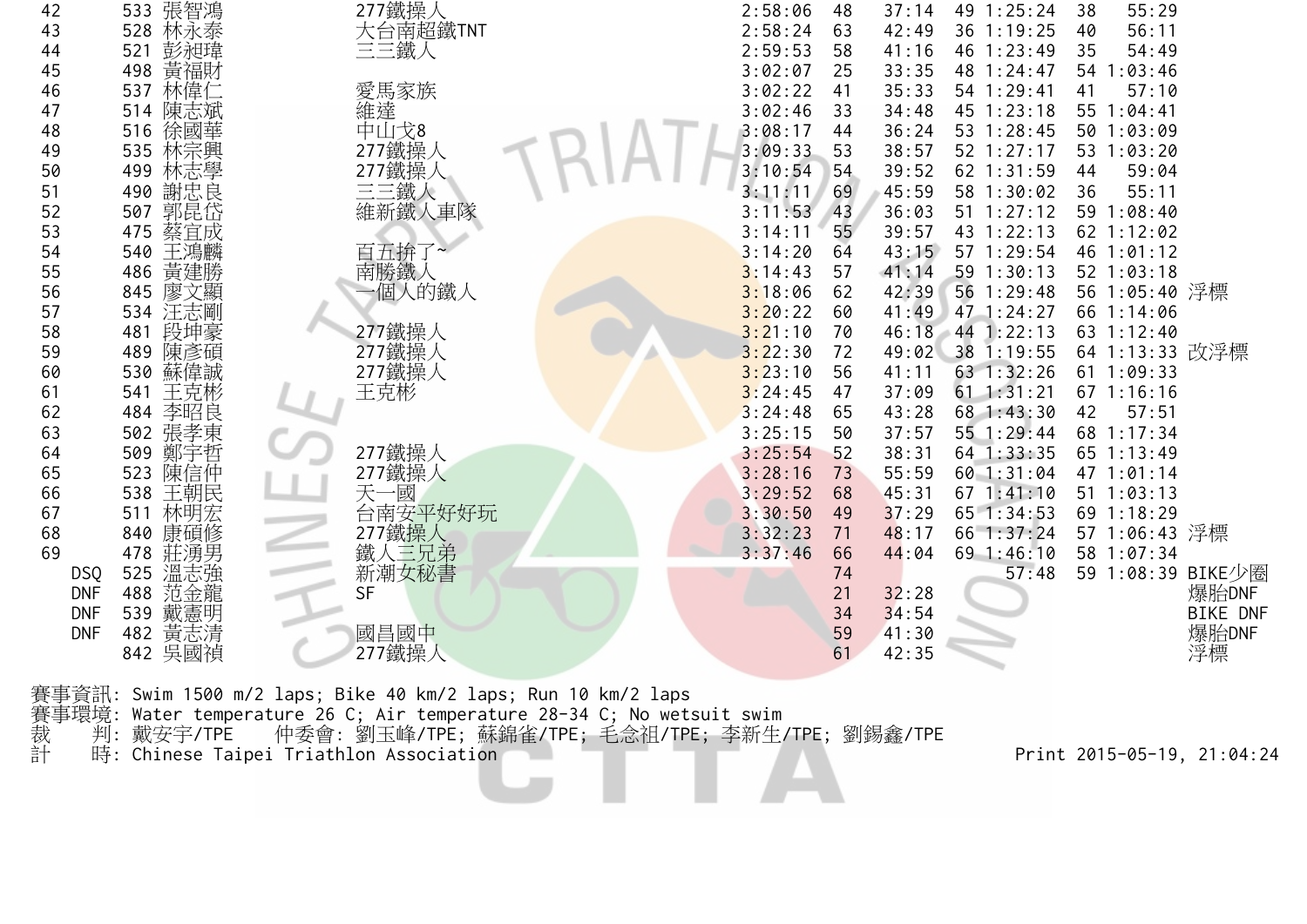| | | | | | | | | | | | |
|---|---|---|---|---|---|---|---|---|---|---|---|
| 42 | 533 | 張智鴻 | 277鐵操人 | 2:58:06 | 48 | 37:14 | 49 | 1:25:24 | 38 | 55:29 | |
| 43 | 528 | 林永泰 | 大台南超鐵TNT | 2:58:24 | 63 | 42:49 | 36 | 1:19:25 | 40 | 56:11 | |
| 44 | 521 | 彭昶瑋 | 三三鐵人 | 2:59:53 | 58 | 41:16 | 46 | 1:23:49 | 35 | 54:49 | |
| 45 | 498 | 黃福財 | | 3:02:07 | 25 | 33:35 | 48 | 1:24:47 | 54 | 1:03:46 | |
| 46 | 537 | 林偉仁 | 愛馬家族 | 3:02:22 | 41 | 35:33 | 54 | 1:29:41 | 41 | 57:10 | |
| 47 | 514 | 陳志斌 | 維達 | 3:02:46 | 33 | 34:48 | 45 | 1:23:18 | 55 | 1:04:41 | |
| 48 | 516 | 徐國華 | 中山弌8 | 3:08:17 | 44 | 36:24 | 53 | 1:28:45 | 50 | 1:03:09 | |
| 49 | 535 | 林宗興 | 277鐵操人 | 3:09:33 | 53 | 38:57 | 52 | 1:27:17 | 53 | 1:03:20 | |
| 50 | 499 | 林志學 | 277鐵操人 | 3:10:54 | 54 | 39:52 | 62 | 1:31:59 | 44 | 59:04 | |
| 51 | 490 | 謝忠良 | 三三鐵人 | 3:11:11 | 69 | 45:59 | 58 | 1:30:02 | 36 | 55:11 | |
| 52 | 507 | 郭昆岱 | 維新鐵人車隊 | 3:11:53 | 43 | 36:03 | 51 | 1:27:12 | 59 | 1:08:40 | |
| 53 | 475 | 蔡宜成 | | 3:14:11 | 55 | 39:57 | 43 | 1:22:13 | 62 | 1:12:02 | |
| 54 | 540 | 王鴻麟 | 百五拚了~ | 3:14:20 | 64 | 43:15 | 57 | 1:29:54 | 46 | 1:01:12 | |
| 55 | 486 | 黃建勝 | 南勝鐵人 | 3:14:43 | 57 | 41:14 | 59 | 1:30:13 | 52 | 1:03:18 | |
| 56 | 845 | 廖文顯 | 一個人的鐵人 | 3:18:06 | 62 | 42:39 | 56 | 1:29:48 | 56 | 1:05:40 | 浮標 |
| 57 | 534 | 汪志剛 | | 3:20:22 | 60 | 41:49 | 47 | 1:24:27 | 66 | 1:14:06 | |
| 58 | 481 | 段坤豪 | 277鐵操人 | 3:21:10 | 70 | 46:18 | 44 | 1:22:13 | 63 | 1:12:40 | |
| 59 | 489 | 陳彥碩 | 277鐵操人 | 3:22:30 | 72 | 49:02 | 38 | 1:19:55 | 64 | 1:13:33 | 改浮標 |
| 60 | 530 | 蘇偉誠 | 277鐵操人 | 3:23:10 | 56 | 41:11 | 63 | 1:32:26 | 61 | 1:09:33 | |
| 61 | 541 | 王克彬 | 王克彬 | 3:24:45 | 47 | 37:09 | 61 | 1:31:21 | 67 | 1:16:16 | |
| 62 | 484 | 李昭良 | | 3:24:48 | 65 | 43:28 | 68 | 1:43:30 | 42 | 57:51 | |
| 63 | 502 | 張孝東 | | 3:25:15 | 50 | 37:57 | 55 | 1:29:44 | 68 | 1:17:34 | |
| 64 | 509 | 鄭宇哲 | 277鐵操人 | 3:25:54 | 52 | 38:31 | 64 | 1:33:35 | 65 | 1:13:49 | |
| 65 | 523 | 陳信仲 | 277鐵操人 | 3:28:16 | 73 | 55:59 | 60 | 1:31:04 | 47 | 1:01:14 | |
| 66 | 538 | 王朝民 | 天一國 | 3:29:52 | 68 | 45:31 | 67 | 1:41:10 | 51 | 1:03:13 | |
| 67 | 511 | 林明宏 | 台南安平好好玩 | 3:30:50 | 49 | 37:29 | 65 | 1:34:53 | 69 | 1:18:29 | |
| 68 | 840 | 康碩修 | 277鐵操人 | 3:32:23 | 71 | 48:17 | 66 | 1:37:24 | 57 | 1:06:43 | 浮標 |
| 69 | 478 | 莊湧男 | 鐵人三兄弟 | 3:37:46 | 66 | 44:04 | 69 | 1:46:10 | 58 | 1:07:34 | |
| DSQ | 525 | 溫志強 | 新潮女秘書 | | 74 | | | 57:48 | 59 | 1:08:39 | BIKE少圈 |
| DNF | 488 | 范金龍 | SF | | 21 | 32:28 | | | | | 爆胎DNF |
| DNF | 539 | 戴憲明 | | | 34 | 34:54 | | | | | BIKE DNF |
| DNF | 482 | 黃志清 | 國昌國中 | | 59 | 41:30 | | | | | 爆胎DNF |
| | 842 | 吳國禎 | 277鐵操人 | | 61 | 42:35 | | | | | 浮標 |

賽事資訊: Swim 1500 m/2 laps; Bike 40 km/2 laps; Run 10 km/2 laps
賽事環境: Water temperature 26 C; Air temperature 28-34 C; No wetsuit swim
裁　判: 戴安宇/TPE　　仲委會: 劉玉峰/TPE; 蘇錦雀/TPE; 毛念祖/TPE; 李新生/TPE; 劉錫鑫/TPE
計　時: Chinese Taipei Triathlon Association　　Print 2015-05-19, 21:04:24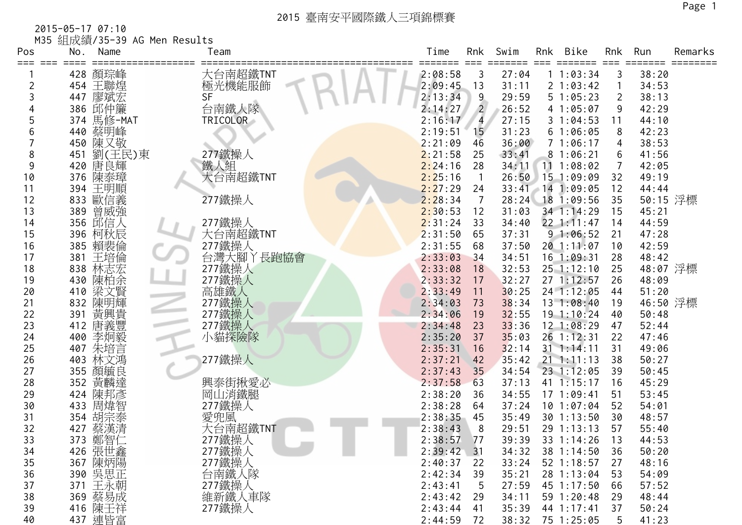# 2015 臺南安平國際鐵人三項錦標賽

2015-05-17 07:10

M35 組成績/35-39 AG Men Results

| Pos | No. | Name | Team | Time | Rnk | Swim | Rnk | Bike | Rnk | Run | Remarks |
|---|---|---|---|---|---|---|---|---|---|---|---|
| 1 | 428 | 顏琮峰 | 大台南超鐵TNT | 2:08:58 | 3 | 27:04 | 1 | 1:03:34 | 3 | 38:20 | |
| 2 | 454 | 王聯煌 | 極光機能服飾 | 2:09:45 | 13 | 31:11 | 2 | 1:03:42 | 1 | 34:53 | |
| 3 | 447 | 廖斌宏 | SF | 2:13:34 | 9 | 29:59 | 5 | 1:05:23 | 2 | 38:13 | |
| 4 | 386 | 邱仲簾 | 台南鐵人隊 | 2:14:27 | 2 | 26:52 | 4 | 1:05:07 | 9 | 42:29 | |
| 5 | 374 | 馬修-MAT | TRICOLOR | 2:16:17 | 4 | 27:15 | 3 | 1:04:53 | 11 | 44:10 | |
| 6 | 440 | 蔡明峰 | | 2:19:51 | 15 | 31:23 | 6 | 1:06:05 | 8 | 42:23 | |
| 7 | 450 | 陳又敬 | | 2:21:09 | 46 | 36:00 | 7 | 1:06:17 | 4 | 38:53 | |
| 8 | 451 | 劉(王民)東 | 277鐵操人 | 2:21:58 | 25 | 33:41 | 8 | 1:06:21 | 6 | 41:56 | |
| 9 | 420 | 唐良輝 | 鐵人組 | 2:24:16 | 28 | 34:11 | 11 | 1:08:02 | 7 | 42:05 | |
| 10 | 376 | 陳泰璋 | 大台南超鐵TNT | 2:25:16 | 1 | 26:50 | 15 | 1:09:09 | 32 | 49:19 | |
| 11 | 394 | 王明順 | | 2:27:29 | 24 | 33:41 | 14 | 1:09:05 | 12 | 44:44 | |
| 12 | 833 | 歐信義 | 277鐵操人 | 2:28:34 | 7 | 28:24 | 18 | 1:09:56 | 35 | 50:15 | 浮標 |
| 13 | 389 | 曾威強 | | 2:30:53 | 12 | 31:03 | 34 | 1:14:29 | 15 | 45:21 | |
| 14 | 356 | 邱信人 | 277鐵操人 | 2:31:24 | 33 | 34:40 | 22 | 1:11:47 | 14 | 44:59 | |
| 15 | 396 | 柯秋辰 | 大台南超鐵TNT | 2:31:50 | 65 | 37:31 | 9 | 1:06:52 | 21 | 47:28 | |
| 16 | 385 | 賴裴倫 | 277鐵操人 | 2:31:55 | 68 | 37:50 | 20 | 1:11:07 | 10 | 42:59 | |
| 17 | 381 | 王培倫 | 台灣大腳丫長跑協會 | 2:33:03 | 34 | 34:51 | 16 | 1:09:31 | 28 | 48:42 | |
| 18 | 838 | 林志宏 | 277鐵操人 | 2:33:08 | 18 | 32:53 | 25 | 1:12:10 | 25 | 48:07 | 浮標 |
| 19 | 430 | 陳柏余 | 277鐵操人 | 2:33:32 | 17 | 32:27 | 27 | 1:12:57 | 26 | 48:09 | |
| 20 | 410 | 梁文賢 | 高雄鐵人 | 2:33:49 | 11 | 30:25 | 24 | 1:12:05 | 44 | 51:20 | |
| 21 | 832 | 陳明輝 | 277鐵操人 | 2:34:03 | 73 | 38:34 | 13 | 1:08:40 | 19 | 46:50 | 浮標 |
| 22 | 391 | 黃興貴 | 277鐵操人 | 2:34:06 | 19 | 32:55 | 19 | 1:10:24 | 40 | 50:48 | |
| 23 | 412 | 唐義豐 | 277鐵操人 | 2:34:48 | 23 | 33:36 | 12 | 1:08:29 | 47 | 52:44 | |
| 24 | 400 | 李炯毅 | 小貓探險隊 | 2:35:20 | 37 | 35:03 | 26 | 1:12:31 | 22 | 47:46 | |
| 25 | 407 | 朱培言 | | 2:35:31 | 16 | 32:14 | 31 | 1:14:11 | 31 | 49:06 | |
| 26 | 403 | 林文鴻 | 277鐵操人 | 2:37:21 | 42 | 35:42 | 21 | 1:11:13 | 38 | 50:27 | |
| 27 | 355 | 顏毓良 | | 2:37:43 | 35 | 34:54 | 23 | 1:12:05 | 39 | 50:45 | |
| 28 | 352 | 黃麟達 | 興泰街揪愛心 | 2:37:58 | 63 | 37:13 | 41 | 1:15:17 | 16 | 45:29 | |
| 29 | 424 | 陳邦彥 | 岡山消鐵腿 | 2:38:20 | 36 | 34:55 | 17 | 1:09:41 | 51 | 53:45 | |
| 30 | 433 | 周煒智 | 277鐵操人 | 2:38:28 | 64 | 37:24 | 10 | 1:07:04 | 52 | 54:01 | |
| 31 | 354 | 胡宗泰 | 愛兜風 | 2:38:35 | 45 | 35:49 | 30 | 1:13:50 | 30 | 48:57 | |
| 32 | 427 | 蔡漢清 | 大台南超鐵TNT | 2:38:43 | 8 | 29:51 | 29 | 1:13:13 | 57 | 55:40 | |
| 33 | 373 | 鄭智仁 | 277鐵操人 | 2:38:57 | 77 | 39:39 | 33 | 1:14:26 | 13 | 44:53 | |
| 34 | 426 | 張世鑫 | 277鐵操人 | 2:39:42 | 31 | 34:32 | 38 | 1:14:50 | 36 | 50:20 | |
| 35 | 367 | 陳炳陽 | 277鐵操人 | 2:40:37 | 22 | 33:24 | 52 | 1:18:57 | 27 | 48:16 | |
| 36 | 390 | 吳思正 | 台南鐵人隊 | 2:42:34 | 39 | 35:21 | 28 | 1:13:04 | 53 | 54:09 | |
| 37 | 371 | 王永朝 | 277鐵操人 | 2:43:41 | 5 | 27:59 | 45 | 1:17:50 | 66 | 57:52 | |
| 38 | 369 | 蔡易成 | 維新鐵人車隊 | 2:43:42 | 29 | 34:11 | 59 | 1:20:48 | 29 | 48:44 | |
| 39 | 416 | 陳壬祥 | 277鐵操人 | 2:43:44 | 41 | 35:39 | 44 | 1:17:41 | 37 | 50:24 | |
| 40 | 437 | 連皆富 | | 2:44:59 | 72 | 38:32 | 75 | 1:25:05 | 5 | 41:23 | |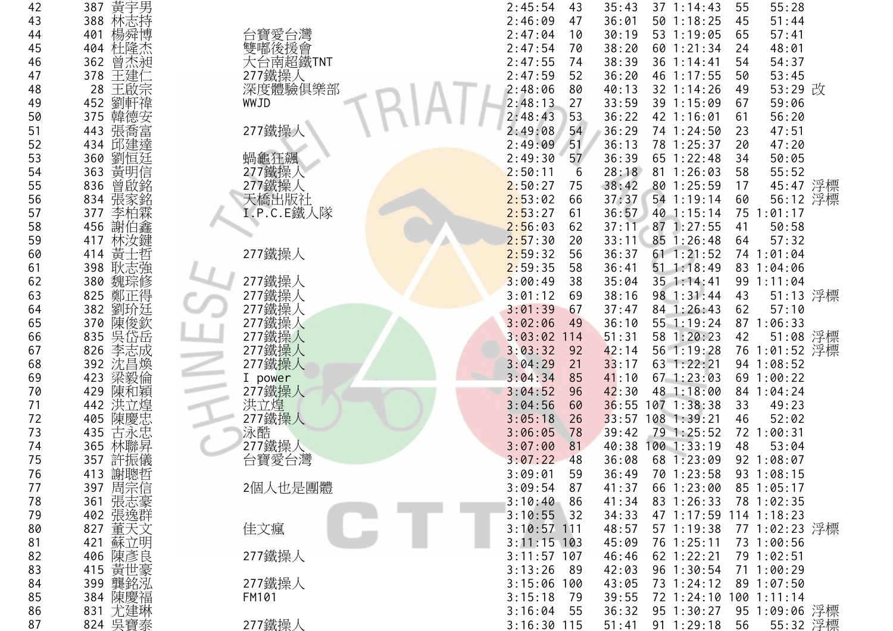| | | | | | | | | | | | | |
|---|---|---|---|---|---|---|---|---|---|---|---|---|
| 42 | 387 | 黃宇男 | | 2:45:54 | 43 | 35:43 | 37 | 1:14:43 | 55 | 55:28 | |
| 43 | 388 | 林志持 | | 2:46:09 | 47 | 36:01 | 50 | 1:18:25 | 45 | 51:44 | |
| 44 | 401 | 楊舜博 | 台寶愛台灣 | 2:47:04 | 10 | 30:19 | 53 | 1:19:05 | 65 | 57:41 | |
| 45 | 404 | 杜隆杰 | 雙嘟後援會 | 2:47:54 | 70 | 38:20 | 60 | 1:21:34 | 24 | 48:01 | |
| 46 | 362 | 曾杰昶 | 大台南超鐵TNT | 2:47:55 | 74 | 38:39 | 36 | 1:14:41 | 54 | 54:37 | |
| 47 | 378 | 王建仁 | 277鐵操人 | 2:47:59 | 52 | 36:20 | 46 | 1:17:55 | 50 | 53:45 | |
| 48 | 28 | 王啟宗 | 深度體驗俱樂部 | 2:48:06 | 80 | 40:13 | 32 | 1:14:26 | 49 | 53:29 | 改 |
| 49 | 452 | 劉軒禕 | WWJD | 2:48:13 | 27 | 33:59 | 39 | 1:15:09 | 67 | 59:06 | |
| 50 | 375 | 韓德安 | | 2:48:43 | 53 | 36:22 | 42 | 1:16:01 | 61 | 56:20 | |
| 51 | 443 | 張喬富 | 277鐵操人 | 2:49:08 | 54 | 36:29 | 74 | 1:24:50 | 23 | 47:51 | |
| 52 | 434 | 邱建達 | | 2:49:09 | 51 | 36:13 | 78 | 1:25:37 | 20 | 47:20 | |
| 53 | 360 | 劉恒廷 | 蝸龜狂飆 | 2:49:30 | 57 | 36:39 | 65 | 1:22:48 | 34 | 50:05 | |
| 54 | 363 | 黃明信 | 277鐵操人 | 2:50:11 | 6 | 28:18 | 81 | 1:26:03 | 58 | 55:52 | |
| 55 | 836 | 曾啟銘 | 277鐵操人 | 2:50:27 | 75 | 38:42 | 80 | 1:25:59 | 17 | 45:47 | 浮標 |
| 56 | 834 | 張家銘 | 天橋出版社 | 2:53:02 | 66 | 37:37 | 54 | 1:19:14 | 60 | 56:12 | 浮標 |
| 57 | 377 | 李柏霖 | I.P.C.E鐵人隊 | 2:53:27 | 61 | 36:57 | 40 | 1:15:14 | 75 | 1:01:17 | |
| 58 | 456 | 謝伯鑫 | | 2:56:03 | 62 | 37:11 | 87 | 1:27:55 | 41 | 50:58 | |
| 59 | 417 | 林汝鍵 | | 2:57:30 | 20 | 33:11 | 85 | 1:26:48 | 64 | 57:32 | |
| 60 | 414 | 黃士哲 | 277鐵操人 | 2:59:32 | 56 | 36:37 | 61 | 1:21:52 | 74 | 1:01:04 | |
| 61 | 398 | 耿志強 | | 2:59:35 | 58 | 36:41 | 51 | 1:18:49 | 83 | 1:04:06 | |
| 62 | 380 | 魏琮修 | 277鐵操人 | 3:00:49 | 38 | 35:04 | 35 | 1:14:41 | 99 | 1:11:04 | |
| 63 | 825 | 鄭正得 | 277鐵操人 | 3:01:12 | 69 | 38:16 | 98 | 1:31:44 | 43 | 51:13 | 浮標 |
| 64 | 382 | 劉玠廷 | 277鐵操人 | 3:01:39 | 67 | 37:47 | 84 | 1:26:43 | 62 | 57:10 | |
| 65 | 370 | 陳俊欽 | 277鐵操人 | 3:02:06 | 49 | 36:10 | 55 | 1:19:24 | 87 | 1:06:33 | |
| 66 | 835 | 吳岱岳 | 277鐵操人 | 3:03:02 | 114 | 51:31 | 58 | 1:20:23 | 42 | 51:08 | 浮標 |
| 67 | 826 | 李志成 | 277鐵操人 | 3:03:32 | 92 | 42:14 | 56 | 1:19:28 | 76 | 1:01:52 | 浮標 |
| 68 | 392 | 沈昌煥 | 277鐵操人 | 3:04:29 | 21 | 33:17 | 63 | 1:22:21 | 94 | 1:08:52 | |
| 69 | 423 | 梁毅倫 | I power | 3:04:34 | 85 | 41:10 | 67 | 1:23:03 | 69 | 1:00:22 | |
| 70 | 429 | 陳和穎 | 277鐵操人 | 3:04:52 | 96 | 42:30 | 48 | 1:18:00 | 84 | 1:04:24 | |
| 71 | 442 | 洪立煌 | 洪立煌 | 3:04:56 | 60 | 36:55 | 107 | 1:38:38 | 33 | 49:23 | |
| 72 | 405 | 陳慶忠 | 277鐵操人 | 3:05:18 | 26 | 33:57 | 108 | 1:39:21 | 46 | 52:02 | |
| 73 | 435 | 古永忠 | 泳酷 | 3:06:05 | 78 | 39:42 | 79 | 1:25:52 | 72 | 1:00:31 | |
| 74 | 365 | 林聯昇 | 277鐵操人 | 3:07:00 | 81 | 40:38 | 100 | 1:33:19 | 48 | 53:04 | |
| 75 | 357 | 許振儀 | 台寶愛台灣 | 3:07:22 | 48 | 36:08 | 68 | 1:23:09 | 92 | 1:08:07 | |
| 76 | 413 | 謝聰哲 | | 3:09:01 | 59 | 36:49 | 70 | 1:23:58 | 93 | 1:08:15 | |
| 77 | 397 | 周宗信 | 2個人也是團體 | 3:09:54 | 87 | 41:37 | 66 | 1:23:00 | 85 | 1:05:17 | |
| 78 | 361 | 張志豪 | | 3:10:40 | 86 | 41:34 | 83 | 1:26:33 | 78 | 1:02:35 | |
| 79 | 402 | 張逸群 | | 3:10:55 | 32 | 34:33 | 47 | 1:17:59 | 114 | 1:18:23 | |
| 80 | 827 | 董天文 | 佳文瘋 | 3:10:57 | 111 | 48:57 | 57 | 1:19:38 | 77 | 1:02:23 | 浮標 |
| 81 | 421 | 蘇立明 | | 3:11:15 | 103 | 45:09 | 76 | 1:25:11 | 73 | 1:00:56 | |
| 82 | 406 | 陳彥良 | 277鐵操人 | 3:11:57 | 107 | 46:46 | 62 | 1:22:21 | 79 | 1:02:51 | |
| 83 | 415 | 黃世豪 | | 3:13:26 | 89 | 42:03 | 96 | 1:30:54 | 71 | 1:00:29 | |
| 84 | 399 | 龔銘泓 | 277鐵操人 | 3:15:06 | 100 | 43:05 | 73 | 1:24:12 | 89 | 1:07:50 | |
| 85 | 384 | 陳慶福 | FM101 | 3:15:18 | 79 | 39:55 | 72 | 1:24:10 | 100 | 1:11:14 | |
| 86 | 831 | 尤建琳 | | 3:16:04 | 55 | 36:32 | 95 | 1:30:27 | 95 | 1:09:06 | 浮標 |
| 87 | 824 | 吳寶泰 | 277鐵操人 | 3:16:30 | 115 | 51:41 | 91 | 1:29:18 | 56 | 55:32 | 浮標 |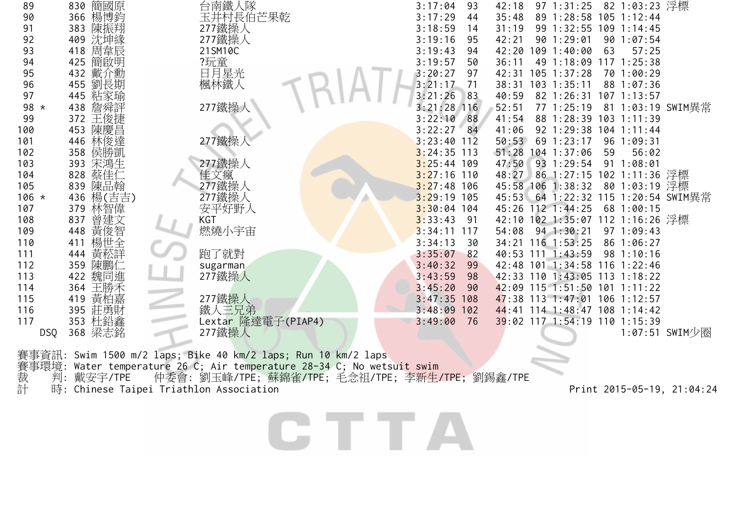| Rank | | Bib | Name | Team | Total | Swim Rank | Swim | Bike Rank | Bike | Run Rank | Run | Note |
|---|---|---|---|---|---|---|---|---|---|---|---|---|
| 89 | | 830 | 簡國原 | 台南鐵人隊 | 3:17:04 | 93 | 42:18 | 97 | 1:31:25 | 82 | 1:03:23 | 浮標 |
| 90 | | 366 | 楊博鈞 | 玉井村長伯芒果乾 | 3:17:29 | 44 | 35:48 | 89 | 1:28:58 | 105 | 1:12:44 | |
| 91 | | 383 | 陳振翔 | 277鐵操人 | 3:18:59 | 14 | 31:19 | 99 | 1:32:55 | 109 | 1:14:45 | |
| 92 | | 409 | 沈坤緣 | 277鐵操人 | 3:19:16 | 95 | 42:21 | 90 | 1:29:01 | 90 | 1:07:54 | |
| 93 | | 418 | 周韋辰 | 21SM10C | 3:19:43 | 94 | 42:20 | 109 | 1:40:00 | 63 | 57:25 | |
| 94 | | 425 | 簡啟明 | ?玩童 | 3:19:57 | 50 | 36:11 | 49 | 1:18:09 | 117 | 1:25:38 | |
| 95 | | 432 | 戴介勳 | 日月星光 | 3:20:27 | 97 | 42:31 | 105 | 1:37:28 | 70 | 1:00:29 | |
| 96 | | 455 | 劉長期 | 楓林鐵人 | 3:21:17 | 71 | 38:31 | 103 | 1:35:11 | 88 | 1:07:36 | |
| 97 | | 445 | 粘家瑜 | | 3:21:26 | 83 | 40:59 | 82 | 1:26:31 | 107 | 1:13:57 | |
| 98 | * | 438 | 詹舜評 | 277鐵操人 | 3:21:28 | 116 | 52:51 | 77 | 1:25:19 | 81 | 1:03:19 | SWIM異常 |
| 99 | | 372 | 王俊捷 | | 3:22:10 | 88 | 41:54 | 88 | 1:28:39 | 103 | 1:11:39 | |
| 100 | | 453 | 陳慶昌 | | 3:22:27 | 84 | 41:06 | 92 | 1:29:38 | 104 | 1:11:44 | |
| 101 | | 446 | 林俊達 | 277鐵操人 | 3:23:40 | 112 | 50:53 | 69 | 1:23:17 | 96 | 1:09:31 | |
| 102 | | 358 | 侯勝凱 | | 3:24:35 | 113 | 51:28 | 104 | 1:37:06 | 59 | 56:02 | |
| 103 | | 393 | 宋鴻生 | 277鐵操人 | 3:25:44 | 109 | 47:50 | 93 | 1:29:54 | 91 | 1:08:01 | |
| 104 | | 828 | 蔡佳仁 | 佳文瘋 | 3:27:16 | 110 | 48:27 | 86 | 1:27:15 | 102 | 1:11:36 | 浮標 |
| 105 | | 839 | 陳品翰 | 277鐵操人 | 3:27:48 | 106 | 45:58 | 106 | 1:38:32 | 80 | 1:03:19 | 浮標 |
| 106 | * | 436 | 楊(吉吉) | 277鐵操人 | 3:29:19 | 105 | 45:53 | 64 | 1:22:32 | 115 | 1:20:54 | SWIM異常 |
| 107 | | 379 | 林智偉 | 安平好野人 | 3:30:04 | 104 | 45:26 | 112 | 1:44:25 | 68 | 1:00:15 | |
| 108 | | 837 | 曾建文 | KGT | 3:33:43 | 91 | 42:10 | 102 | 1:35:07 | 112 | 1:16:26 | 浮標 |
| 109 | | 448 | 黃俊智 | 燃燒小宇宙 | 3:34:11 | 117 | 54:08 | 94 | 1:30:21 | 97 | 1:09:43 | |
| 110 | | 411 | 楊世全 | | 3:34:13 | 30 | 34:21 | 116 | 1:53:25 | 86 | 1:06:27 | |
| 111 | | 444 | 黃菘詳 | 跑了就對 | 3:35:07 | 82 | 40:53 | 111 | 1:43:59 | 98 | 1:10:16 | |
| 112 | | 359 | 陳鵬仁 | sugarman | 3:40:32 | 99 | 42:48 | 101 | 1:34:58 | 116 | 1:22:46 | |
| 113 | | 422 | 魏同進 | 277鐵操人 | 3:43:59 | 98 | 42:33 | 110 | 1:43:05 | 113 | 1:18:22 | |
| 114 | | 364 | 王勝禾 | | 3:45:20 | 90 | 42:09 | 115 | 1:51:50 | 101 | 1:11:22 | |
| 115 | | 419 | 黃柏嘉 | 277鐵操人 | 3:47:35 | 108 | 47:38 | 113 | 1:47:01 | 106 | 1:12:57 | |
| 116 | | 395 | 莊勇財 | 鐵人三兄弟 | 3:48:09 | 102 | 44:41 | 114 | 1:48:47 | 108 | 1:14:42 | |
| 117 | | 353 | 杜鉛鑫 | Lextar 隆達電子(PIAP4) | 3:49:00 | 76 | 39:02 | 117 | 1:54:19 | 110 | 1:15:39 | |
| DSQ | | 368 | 梁志銘 | 277鐵操人 | | | | | | | 1:07:51 | SWIM少圈 |

賽事資訊: Swim 1500 m/2 laps; Bike 40 km/2 laps; Run 10 km/2 laps
賽事環境: Water temperature 26 C; Air temperature 28-34 C; No wetsuit swim
裁　　判: 戴安宇/TPE　　仲委會: 劉玉峰/TPE; 蘇錦雀/TPE; 毛念祖/TPE; 李新生/TPE; 劉錫鑫/TPE
計　　時: Chinese Taipei Triathlon Association　　Print 2015-05-19, 21:04:24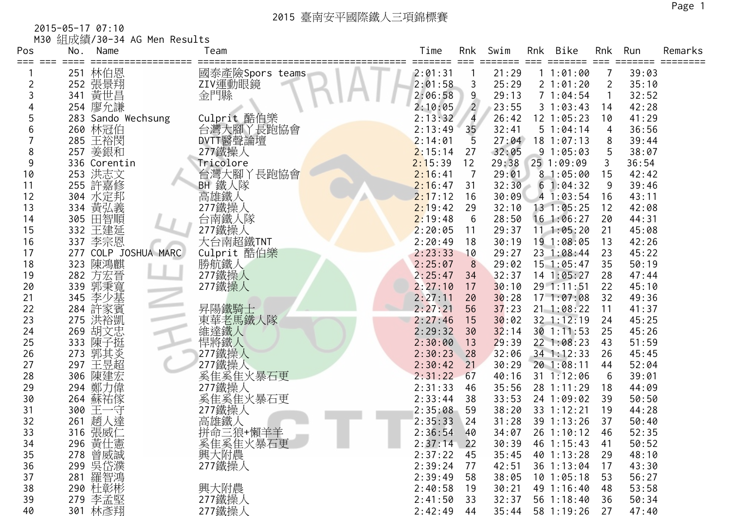# 2015 臺南安平國際鐵人三項錦標賽

2015-05-17 07:10

M30 組成績/30-34 AG Men Results

| Pos | No. | Name | Team | Time | Rnk | Swim | Rnk | Bike | Rnk | Run | Remarks |
|---|---|---|---|---|---|---|---|---|---|---|---|
| 1 | 251 | 林伯恩 | 國泰產險Spors teams | 2:01:31 | 1 | 21:29 | 1 | 1:01:00 | 7 | 39:03 | |
| 2 | 252 | 張景翔 | ZIV運動眼鏡 | 2:01:58 | 3 | 25:29 | 2 | 1:01:20 | 2 | 35:10 | |
| 3 | 341 | 黃世昌 | 金門縣 | 2:06:58 | 9 | 29:13 | 7 | 1:04:54 | 1 | 32:52 | |
| 4 | 254 | 廖允謙 | | 2:10:05 | 2 | 23:55 | 3 | 1:03:43 | 14 | 42:28 | |
| 5 | 283 | Sando Wechsung | Culprit 酷伯樂 | 2:13:32 | 4 | 26:42 | 12 | 1:05:23 | 10 | 41:29 | |
| 6 | 260 | 林冠伯 | 台灣大腳丫長跑協會 | 2:13:49 | 35 | 32:41 | 5 | 1:04:14 | 4 | 36:56 | |
| 7 | 285 | 王裕閔 | DVTT醫聲論壇 | 2:14:01 | 5 | 27:04 | 18 | 1:07:13 | 8 | 39:44 | |
| 8 | 257 | 姜銀和 | 277鐵操人 | 2:15:14 | 27 | 32:05 | 9 | 1:05:03 | 5 | 38:07 | |
| 9 | 336 | Corentin | Tricolore | 2:15:39 | 12 | 29:38 | 25 | 1:09:09 | 3 | 36:54 | |
| 10 | 253 | 洪志文 | 台灣大腳丫長跑協會 | 2:16:41 | 7 | 29:01 | 8 | 1:05:00 | 15 | 42:42 | |
| 11 | 255 | 許嘉修 | BH 鐵人隊 | 2:16:47 | 31 | 32:30 | 6 | 1:04:32 | 9 | 39:46 | |
| 12 | 304 | 水定邦 | 高雄鐵人 | 2:17:12 | 16 | 30:09 | 4 | 1:03:54 | 16 | 43:11 | |
| 13 | 334 | 黃弘義 | 277鐵操人 | 2:19:42 | 29 | 32:10 | 13 | 1:05:25 | 12 | 42:08 | |
| 14 | 305 | 田智順 | 台南鐵人隊 | 2:19:48 | 6 | 28:50 | 16 | 1:06:27 | 20 | 44:31 | |
| 15 | 332 | 王建延 | 277鐵操人 | 2:20:05 | 11 | 29:37 | 11 | 1:05:20 | 21 | 45:08 | |
| 16 | 337 | 李宗恩 | 大台南超鐵TNT | 2:20:49 | 18 | 30:19 | 19 | 1:08:05 | 13 | 42:26 | |
| 17 | 277 | COLP JOSHUA MARC | Culprit 酷伯樂 | 2:23:33 | 10 | 29:27 | 23 | 1:08:44 | 23 | 45:22 | |
| 18 | 323 | 陳鴻麒 | 勝航鐵人 | 2:25:07 | 8 | 29:02 | 15 | 1:05:47 | 35 | 50:19 | |
| 19 | 282 | 方宏晉 | 277鐵操人 | 2:25:47 | 34 | 32:37 | 14 | 1:05:27 | 28 | 47:44 | |
| 20 | 339 | 郭秉寬 | 277鐵操人 | 2:27:10 | 17 | 30:10 | 29 | 1:11:51 | 22 | 45:10 | |
| 21 | 345 | 李少基 | | 2:27:11 | 20 | 30:28 | 17 | 1:07:08 | 32 | 49:36 | |
| 22 | 284 | 許家賓 | 昇陽鐵騎士 | 2:27:21 | 56 | 37:23 | 21 | 1:08:22 | 11 | 41:37 | |
| 23 | 275 | 洪裕凱 | 東華老馬鐵人隊 | 2:27:46 | 15 | 30:02 | 32 | 1:12:19 | 24 | 45:25 | |
| 24 | 269 | 胡文忠 | 維達鐵人 | 2:29:32 | 30 | 32:14 | 30 | 1:11:53 | 25 | 45:26 | |
| 25 | 333 | 陳子挺 | 悍將鐵人 | 2:30:00 | 13 | 29:39 | 22 | 1:08:23 | 43 | 51:59 | |
| 26 | 273 | 郭其炎 | 277鐵操人 | 2:30:23 | 28 | 32:06 | 34 | 1:12:33 | 26 | 45:45 | |
| 27 | 297 | 王昱超 | 277鐵操人 | 2:30:42 | 21 | 30:29 | 20 | 1:08:11 | 44 | 52:04 | |
| 28 | 306 | 陳建宏 | 奚隹奚隹火暴石更 | 2:31:22 | 67 | 40:16 | 31 | 1:12:06 | 6 | 39:01 | |
| 29 | 294 | 鄭力偉 | 277鐵操人 | 2:31:33 | 46 | 35:56 | 28 | 1:11:29 | 18 | 44:09 | |
| 30 | 264 | 蘇祐傢 | 奚隹奚隹火暴石更 | 2:33:44 | 38 | 33:53 | 24 | 1:09:02 | 39 | 50:50 | |
| 31 | 300 | 王一守 | 277鐵操人 | 2:35:08 | 59 | 38:20 | 33 | 1:12:21 | 19 | 44:28 | |
| 32 | 261 | 趙人達 | 高雄鐵人 | 2:35:33 | 24 | 31:28 | 39 | 1:13:26 | 37 | 50:40 | |
| 33 | 316 | 張威仁 | 拼命三狼+懶羊羊 | 2:36:54 | 40 | 34:07 | 26 | 1:10:12 | 46 | 52:35 | |
| 34 | 296 | 黃仕憲 | 奚隹奚隹火暴石更 | 2:37:14 | 22 | 30:39 | 46 | 1:15:43 | 41 | 50:52 | |
| 35 | 278 | 曾威誠 | 興大附農 | 2:37:22 | 45 | 35:45 | 40 | 1:13:28 | 29 | 48:10 | |
| 36 | 299 | 吳岱濮 | 277鐵操人 | 2:39:24 | 77 | 42:51 | 36 | 1:13:04 | 17 | 43:30 | |
| 37 | 281 | 羅智鴻 | | 2:39:49 | 58 | 38:05 | 10 | 1:05:18 | 53 | 56:27 | |
| 38 | 290 | 杜彰彬 | 興大附農 | 2:40:58 | 19 | 30:21 | 49 | 1:16:40 | 48 | 53:58 | |
| 39 | 279 | 李孟堅 | 277鐵操人 | 2:41:50 | 33 | 32:37 | 56 | 1:18:40 | 36 | 50:34 | |
| 40 | 301 | 林彥翔 | 277鐵操人 | 2:42:49 | 44 | 35:44 | 58 | 1:19:26 | 27 | 47:40 | |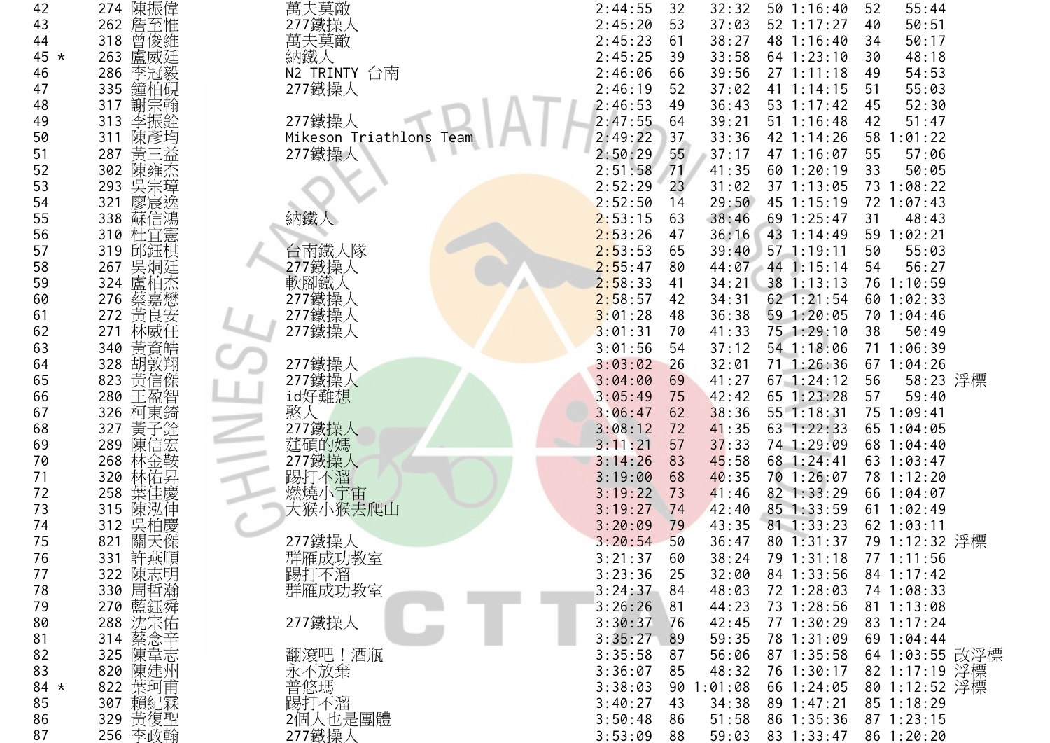| | | | | | | | | | | | | |
|---|---|---|---|---|---|---|---|---|---|---|---|---|
| 42 | | 274 | 陳振偉 | 萬夫莫敵 | 2:44:55 | 32 | 32:32 | 50 | 1:16:40 | 52 | 55:44 | |
| 43 | | 262 | 詹至惟 | 277鐵操人 | 2:45:20 | 53 | 37:03 | 52 | 1:17:27 | 40 | 50:51 | |
| 44 | | 318 | 曾俊維 | 萬夫莫敵 | 2:45:23 | 61 | 38:27 | 48 | 1:16:40 | 34 | 50:17 | |
| 45 | * | 263 | 盧威廷 | 納鐵人 | 2:45:25 | 39 | 33:58 | 64 | 1:23:10 | 30 | 48:18 | |
| 46 | | 286 | 李冠毅 | N2 TRINTY 台南 | 2:46:06 | 66 | 39:56 | 27 | 1:11:18 | 49 | 54:53 | |
| 47 | | 335 | 鐘柏硯 | 277鐵操人 | 2:46:19 | 52 | 37:02 | 41 | 1:14:15 | 51 | 55:03 | |
| 48 | | 317 | 謝宗翰 | | 2:46:53 | 49 | 36:43 | 53 | 1:17:42 | 45 | 52:30 | |
| 49 | | 313 | 李振銓 | 277鐵操人 | 2:47:55 | 64 | 39:21 | 51 | 1:16:48 | 42 | 51:47 | |
| 50 | | 311 | 陳彥均 | Mikeson Triathlons Team | 2:49:22 | 37 | 33:36 | 42 | 1:14:26 | 58 | 1:01:22 | |
| 51 | | 287 | 黃三益 | 277鐵操人 | 2:50:29 | 55 | 37:17 | 47 | 1:16:07 | 55 | 57:06 | |
| 52 | | 302 | 陳雍杰 | | 2:51:58 | 71 | 41:35 | 60 | 1:20:19 | 33 | 50:05 | |
| 53 | | 293 | 吳宗璋 | | 2:52:29 | 23 | 31:02 | 37 | 1:13:05 | 73 | 1:08:22 | |
| 54 | | 321 | 廖宸逸 | | 2:52:50 | 14 | 29:50 | 45 | 1:15:19 | 72 | 1:07:43 | |
| 55 | | 338 | 蘇信鴻 | 納鐵人 | 2:53:15 | 63 | 38:46 | 69 | 1:25:47 | 31 | 48:43 | |
| 56 | | 310 | 杜宜憲 | | 2:53:26 | 47 | 36:16 | 43 | 1:14:49 | 59 | 1:02:21 | |
| 57 | | 319 | 邱鈺棋 | 台南鐵人隊 | 2:53:53 | 65 | 39:40 | 57 | 1:19:11 | 50 | 55:03 | |
| 58 | | 267 | 吳炯廷 | 277鐵操人 | 2:55:47 | 80 | 44:07 | 44 | 1:15:14 | 54 | 56:27 | |
| 59 | | 324 | 盧柏杰 | 軟腳鐵人 | 2:58:33 | 41 | 34:21 | 38 | 1:13:13 | 76 | 1:10:59 | |
| 60 | | 276 | 蔡嘉懋 | 277鐵操人 | 2:58:57 | 42 | 34:31 | 62 | 1:21:54 | 60 | 1:02:33 | |
| 61 | | 272 | 黃良安 | 277鐵操人 | 3:01:28 | 48 | 36:38 | 59 | 1:20:05 | 70 | 1:04:46 | |
| 62 | | 271 | 林威任 | 277鐵操人 | 3:01:31 | 70 | 41:33 | 75 | 1:29:10 | 38 | 50:49 | |
| 63 | | 340 | 黃資皓 | | 3:01:56 | 54 | 37:12 | 54 | 1:18:06 | 71 | 1:06:39 | |
| 64 | | 328 | 胡敦翔 | 277鐵操人 | 3:03:02 | 26 | 32:01 | 71 | 1:26:36 | 67 | 1:04:26 | |
| 65 | | 823 | 黃信傑 | 277鐵操人 | 3:04:00 | 69 | 41:27 | 67 | 1:24:12 | 56 | 58:23 | 浮標 |
| 66 | | 280 | 王盈智 | id好難想 | 3:05:49 | 75 | 42:42 | 65 | 1:23:28 | 57 | 59:40 | |
| 67 | | 326 | 柯東錡 | 憨人 | 3:06:47 | 62 | 38:36 | 55 | 1:18:31 | 75 | 1:09:41 | |
| 68 | | 327 | 黃子銓 | 277鐵操人 | 3:08:12 | 72 | 41:35 | 63 | 1:22:33 | 65 | 1:04:05 | |
| 69 | | 289 | 陳信宏 | 莛碩的媽 | 3:11:21 | 57 | 37:33 | 74 | 1:29:09 | 68 | 1:04:40 | |
| 70 | | 268 | 林金鞍 | 277鐵操人 | 3:14:26 | 83 | 45:58 | 68 | 1:24:41 | 63 | 1:03:47 | |
| 71 | | 320 | 林佑昇 | 踢打不溜 | 3:19:00 | 68 | 40:35 | 70 | 1:26:07 | 78 | 1:12:20 | |
| 72 | | 258 | 葉佳慶 | 燃燒小宇宙 | 3:19:22 | 73 | 41:46 | 82 | 1:33:29 | 66 | 1:04:07 | |
| 73 | | 315 | 陳泓伸 | 大猴小猴去爬山 | 3:19:27 | 74 | 42:40 | 85 | 1:33:59 | 61 | 1:02:49 | |
| 74 | | 312 | 吳柏慶 | | 3:20:09 | 79 | 43:35 | 81 | 1:33:23 | 62 | 1:03:11 | |
| 75 | | 821 | 關天傑 | 277鐵操人 | 3:20:54 | 50 | 36:47 | 80 | 1:31:37 | 79 | 1:12:32 | 浮標 |
| 76 | | 331 | 許燕順 | 群雁成功教室 | 3:21:37 | 60 | 38:24 | 79 | 1:31:18 | 77 | 1:11:56 | |
| 77 | | 322 | 陳志明 | 踢打不溜 | 3:23:36 | 25 | 32:00 | 84 | 1:33:56 | 84 | 1:17:42 | |
| 78 | | 330 | 周哲瀚 | 群雁成功教室 | 3:24:37 | 84 | 48:03 | 72 | 1:28:03 | 74 | 1:08:33 | |
| 79 | | 270 | 藍鈺舜 | | 3:26:26 | 81 | 44:23 | 73 | 1:28:56 | 81 | 1:13:08 | |
| 80 | | 288 | 沈宗佑 | 277鐵操人 | 3:30:37 | 76 | 42:45 | 77 | 1:30:29 | 83 | 1:17:24 | |
| 81 | | 314 | 蔡念辛 | | 3:35:27 | 89 | 59:35 | 78 | 1:31:09 | 69 | 1:04:44 | |
| 82 | | 325 | 陳韋志 | 翻滾吧！酒瓶 | 3:35:58 | 87 | 56:06 | 87 | 1:35:58 | 64 | 1:03:55 | 改浮標 |
| 83 | | 820 | 陳建州 | 永不放棄 | 3:36:07 | 85 | 48:32 | 76 | 1:30:17 | 82 | 1:17:19 | 浮標 |
| 84 | * | 822 | 葉珂甫 | 普悠瑪 | 3:38:03 | 90 | 1:01:08 | 66 | 1:24:05 | 80 | 1:12:52 | 浮標 |
| 85 | | 307 | 賴紀霖 | 踢打不溜 | 3:40:27 | 43 | 34:38 | 89 | 1:47:21 | 85 | 1:18:29 | |
| 86 | | 329 | 黃復聖 | 2個人也是團體 | 3:50:48 | 86 | 51:58 | 86 | 1:35:36 | 87 | 1:23:15 | |
| 87 | | 256 | 李政翰 | 277鐵操人 | 3:53:09 | 88 | 59:03 | 83 | 1:33:47 | 86 | 1:20:20 | |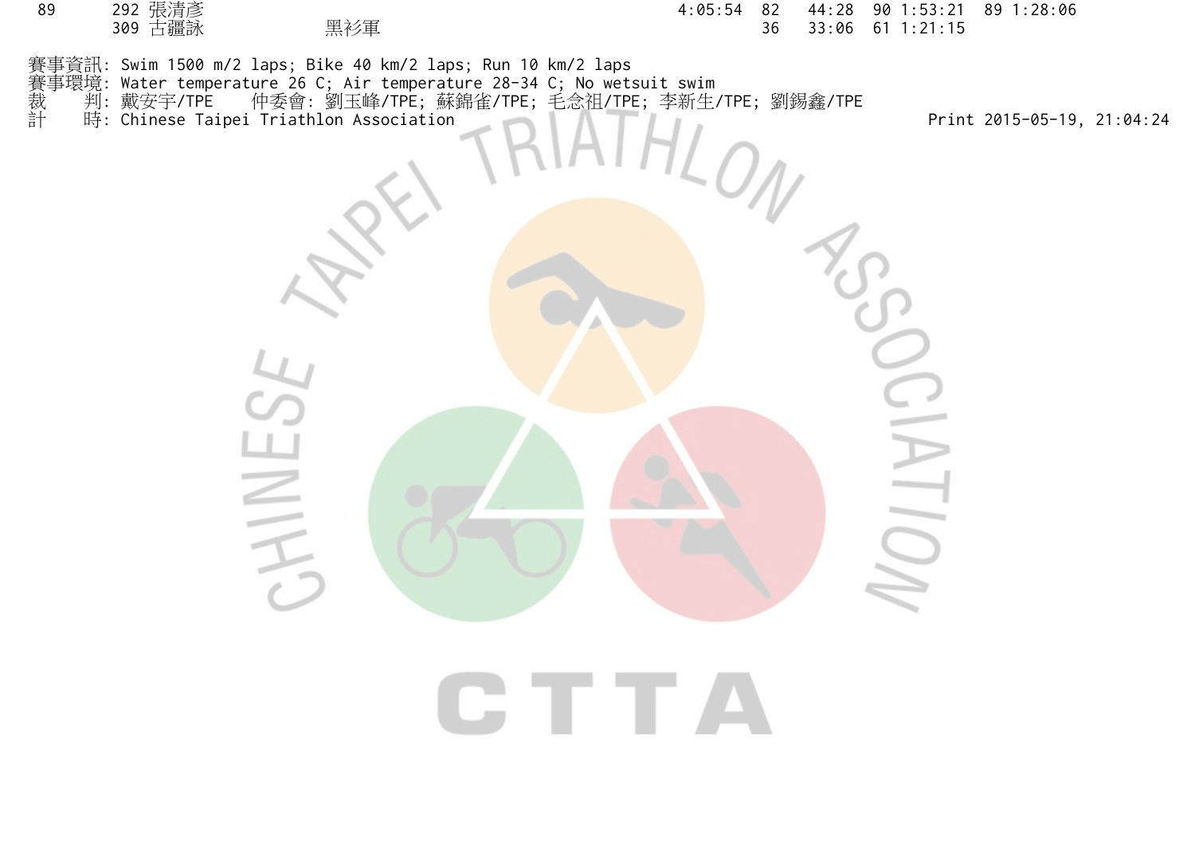| | | | | | | | | | |
|---|---|---|---|---|---|---|---|---|---|
| 89 | 292 張清彥 | | 4:05:54 | 82 | 44:28 | 90 | 1:53:21 | 89 | 1:28:06 |
| | 309 古疆詠 | 黑衫軍 | | 36 | 33:06 | 61 | 1:21:15 | | |

賽事資訊: Swim 1500 m/2 laps; Bike 40 km/2 laps; Run 10 km/2 laps
賽事環境: Water temperature 26 C; Air temperature 28-34 C; No wetsuit swim
裁　　判: 戴安宇/TPE　　仲委會: 劉玉峰/TPE; 蘇錦雀/TPE; 毛念祖/TPE; 李新生/TPE; 劉錫鑫/TPE
計　　時: Chinese Taipei Triathlon Association　　Print 2015-05-19, 21:04:24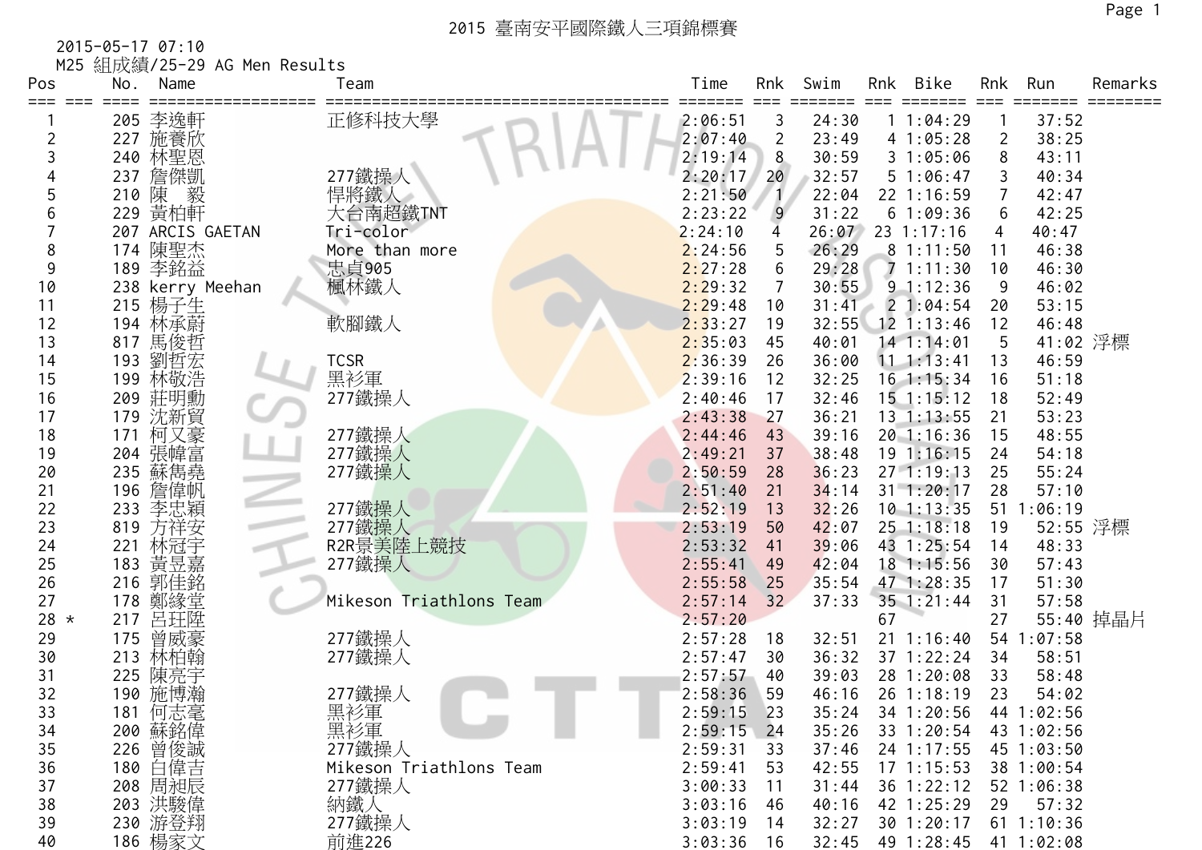# 2015 臺南安平國際鐵人三項錦標賽

2015-05-17 07:10

M25 組成績/25-29 AG Men Results

| Pos | | No. | Name | Team | Time | Rnk | Swim | Rnk | Bike | Rnk | Run | Remarks |
|---|---|---|---|---|---|---|---|---|---|---|---|---|
| 1 | | 205 | 李逸軒 | 正修科技大學 | 2:06:51 | 3 | 24:30 | 1 | 1:04:29 | 1 | 37:52 | |
| 2 | | 227 | 施養欣 | | 2:07:40 | 2 | 23:49 | 4 | 1:05:28 | 2 | 38:25 | |
| 3 | | 240 | 林聖恩 | | 2:19:14 | 8 | 30:59 | 3 | 1:05:06 | 8 | 43:11 | |
| 4 | | 237 | 詹傑凱 | 277鐵操人 | 2:20:17 | 20 | 32:57 | 5 | 1:06:47 | 3 | 40:34 | |
| 5 | | 210 | 陳　毅 | 悍將鐵人 | 2:21:50 | 1 | 22:04 | 22 | 1:16:59 | 7 | 42:47 | |
| 6 | | 229 | 黃柏軒 | 大台南超鐵TNT | 2:23:22 | 9 | 31:22 | 6 | 1:09:36 | 6 | 42:25 | |
| 7 | | 207 | ARCIS GAETAN | Tri-color | 2:24:10 | 4 | 26:07 | 23 | 1:17:16 | 4 | 40:47 | |
| 8 | | 174 | 陳聖杰 | More than more | 2:24:56 | 5 | 26:29 | 8 | 1:11:50 | 11 | 46:38 | |
| 9 | | 189 | 李銘益 | 忠貞905 | 2:27:28 | 6 | 29:28 | 7 | 1:11:30 | 10 | 46:30 | |
| 10 | | 238 | kerry Meehan | 楓林鐵人 | 2:29:32 | 7 | 30:55 | 9 | 1:12:36 | 9 | 46:02 | |
| 11 | | 215 | 楊子生 | | 2:29:48 | 10 | 31:41 | 2 | 1:04:54 | 20 | 53:15 | |
| 12 | | 194 | 林承蔚 | 軟腳鐵人 | 2:33:27 | 19 | 32:55 | 12 | 1:13:46 | 12 | 46:48 | |
| 13 | | 817 | 馬俊哲 | | 2:35:03 | 45 | 40:01 | 14 | 1:14:01 | 5 | 41:02 | 浮標 |
| 14 | | 193 | 劉哲宏 | TCSR | 2:36:39 | 26 | 36:00 | 11 | 1:13:41 | 13 | 46:59 | |
| 15 | | 199 | 林敬浩 | 黑衫軍 | 2:39:16 | 12 | 32:25 | 16 | 1:15:34 | 16 | 51:18 | |
| 16 | | 209 | 莊明勳 | 277鐵操人 | 2:40:46 | 17 | 32:46 | 15 | 1:15:12 | 18 | 52:49 | |
| 17 | | 179 | 沈新貿 | | 2:43:38 | 27 | 36:21 | 13 | 1:13:55 | 21 | 53:23 | |
| 18 | | 171 | 柯又豪 | 277鐵操人 | 2:44:46 | 43 | 39:16 | 20 | 1:16:36 | 15 | 48:55 | |
| 19 | | 204 | 張幃富 | 277鐵操人 | 2:49:21 | 37 | 38:48 | 19 | 1:16:15 | 24 | 54:18 | |
| 20 | | 235 | 蘇雋堯 | 277鐵操人 | 2:50:59 | 28 | 36:23 | 27 | 1:19:13 | 25 | 55:24 | |
| 21 | | 196 | 詹偉帆 | | 2:51:40 | 21 | 34:14 | 31 | 1:20:17 | 28 | 57:10 | |
| 22 | | 233 | 李忠穎 | 277鐵操人 | 2:52:19 | 13 | 32:26 | 10 | 1:13:35 | 51 | 1:06:19 | |
| 23 | | 819 | 方祥安 | 277鐵操人 | 2:53:19 | 50 | 42:07 | 25 | 1:18:18 | 19 | 52:55 | 浮標 |
| 24 | | 221 | 林冠宇 | R2R景美陸上競技 | 2:53:32 | 41 | 39:06 | 43 | 1:25:54 | 14 | 48:33 | |
| 25 | | 183 | 黃昱嘉 | 277鐵操人 | 2:55:41 | 49 | 42:04 | 18 | 1:15:56 | 30 | 57:43 | |
| 26 | | 216 | 郭佳銘 | | 2:55:58 | 25 | 35:54 | 47 | 1:28:35 | 17 | 51:30 | |
| 27 | | 178 | 鄭緣堂 | Mikeson Triathlons Team | 2:57:14 | 32 | 37:33 | 35 | 1:21:44 | 31 | 57:58 | |
| 28 | * | 217 | 呂玨陞 | | 2:57:20 | | | 67 | | 27 | 55:40 | 掉晶片 |
| 29 | | 175 | 曾威豪 | 277鐵操人 | 2:57:28 | 18 | 32:51 | 21 | 1:16:40 | 54 | 1:07:58 | |
| 30 | | 213 | 林柏翰 | 277鐵操人 | 2:57:47 | 30 | 36:32 | 37 | 1:22:24 | 34 | 58:51 | |
| 31 | | 225 | 陳亮宇 | | 2:57:57 | 40 | 39:03 | 28 | 1:20:08 | 33 | 58:48 | |
| 32 | | 190 | 施博瀚 | 277鐵操人 | 2:58:36 | 59 | 46:16 | 26 | 1:18:19 | 23 | 54:02 | |
| 33 | | 181 | 何志毫 | 黑衫軍 | 2:59:15 | 23 | 35:24 | 34 | 1:20:56 | 44 | 1:02:56 | |
| 34 | | 200 | 蘇銘偉 | 黑衫軍 | 2:59:15 | 24 | 35:26 | 33 | 1:20:54 | 43 | 1:02:56 | |
| 35 | | 226 | 曾俊誠 | 277鐵操人 | 2:59:31 | 33 | 37:46 | 24 | 1:17:55 | 45 | 1:03:50 | |
| 36 | | 180 | 白偉吉 | Mikeson Triathlons Team | 2:59:41 | 53 | 42:55 | 17 | 1:15:53 | 38 | 1:00:54 | |
| 37 | | 208 | 周昶宸 | 277鐵操人 | 3:00:33 | 11 | 31:44 | 36 | 1:22:12 | 52 | 1:06:38 | |
| 38 | | 203 | 洪駿偉 | 納鐵人 | 3:03:16 | 46 | 40:16 | 42 | 1:25:29 | 29 | 57:32 | |
| 39 | | 230 | 游登翔 | 277鐵操人 | 3:03:19 | 14 | 32:27 | 30 | 1:20:17 | 61 | 1:10:36 | |
| 40 | | 186 | 楊家文 | 前進226 | 3:03:36 | 16 | 32:45 | 49 | 1:28:45 | 41 | 1:02:08 | |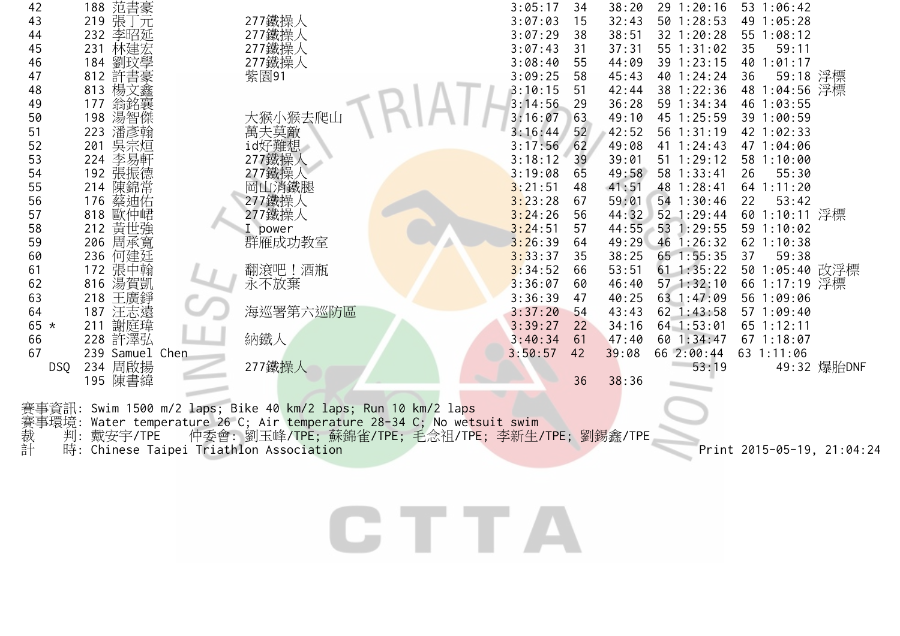| | | | | | | | | | | | |
|---|---|---|---|---|---|---|---|---|---|---|---|
| 42 | 188 | 范書豪 | | 3:05:17 | 34 | 38:20 | 29 | 1:20:16 | 53 | 1:06:42 | |
| 43 | 219 | 張丁元 | 277鐵操人 | 3:07:03 | 15 | 32:43 | 50 | 1:28:53 | 49 | 1:05:28 | |
| 44 | 232 | 李昭延 | 277鐵操人 | 3:07:29 | 38 | 38:51 | 32 | 1:20:28 | 55 | 1:08:12 | |
| 45 | 231 | 林建宏 | 277鐵操人 | 3:07:43 | 31 | 37:31 | 55 | 1:31:02 | 35 | 59:11 | |
| 46 | 184 | 劉玟學 | 277鐵操人 | 3:08:40 | 55 | 44:09 | 39 | 1:23:15 | 40 | 1:01:17 | |
| 47 | 812 | 許書豪 | 紫園91 | 3:09:25 | 58 | 45:43 | 40 | 1:24:24 | 36 | 59:18 | 浮標 |
| 48 | 813 | 楊文鑫 | | 3:10:15 | 51 | 42:44 | 38 | 1:22:36 | 48 | 1:04:56 | 浮標 |
| 49 | 177 | 翁銘襄 | | 3:14:56 | 29 | 36:28 | 59 | 1:34:34 | 46 | 1:03:55 | |
| 50 | 198 | 湯智傑 | 大猴小猴去爬山 | 3:16:07 | 63 | 49:10 | 45 | 1:25:59 | 39 | 1:00:59 | |
| 51 | 223 | 潘彥翰 | 萬夫莫敵 | 3:16:44 | 52 | 42:52 | 56 | 1:31:19 | 42 | 1:02:33 | |
| 52 | 201 | 吳宗烜 | id好難想 | 3:17:56 | 62 | 49:08 | 41 | 1:24:43 | 47 | 1:04:06 | |
| 53 | 224 | 李易軒 | 277鐵操人 | 3:18:12 | 39 | 39:01 | 51 | 1:29:12 | 58 | 1:10:00 | |
| 54 | 192 | 張振德 | 277鐵操人 | 3:19:08 | 65 | 49:58 | 58 | 1:33:41 | 26 | 55:30 | |
| 55 | 214 | 陳錦常 | 岡山消鐵腿 | 3:21:51 | 48 | 41:51 | 48 | 1:28:41 | 64 | 1:11:20 | |
| 56 | 176 | 蔡迪佑 | 277鐵操人 | 3:23:28 | 67 | 59:01 | 54 | 1:30:46 | 22 | 53:42 | |
| 57 | 818 | 歐仲岵 | 277鐵操人 | 3:24:26 | 56 | 44:32 | 52 | 1:29:44 | 60 | 1:10:11 | 浮標 |
| 58 | 212 | 黃世強 | I power | 3:24:51 | 57 | 44:55 | 53 | 1:29:55 | 59 | 1:10:02 | |
| 59 | 206 | 周承寬 | 群雁成功教室 | 3:26:39 | 64 | 49:29 | 46 | 1:26:32 | 62 | 1:10:38 | |
| 60 | 236 | 何建廷 | | 3:33:37 | 35 | 38:25 | 65 | 1:55:35 | 37 | 59:38 | |
| 61 | 172 | 張中翰 | 翻滾吧！酒瓶 | 3:34:52 | 66 | 53:51 | 61 | 1:35:22 | 50 | 1:05:40 | 改浮標 |
| 62 | 816 | 湯賀凱 | 永不放棄 | 3:36:07 | 60 | 46:40 | 57 | 1:32:10 | 66 | 1:17:19 | 浮標 |
| 63 | 218 | 王廣錚 | | 3:36:39 | 47 | 40:25 | 63 | 1:47:09 | 56 | 1:09:06 | |
| 64 | 187 | 汪志遠 | 海巡署第六巡防區 | 3:37:20 | 54 | 43:43 | 62 | 1:43:58 | 57 | 1:09:40 | |
| 65 * | 211 | 謝庭瑋 | | 3:39:27 | 22 | 34:16 | 64 | 1:53:01 | 65 | 1:12:11 | |
| 66 | 228 | 許澤弘 | 納鐵人 | 3:40:34 | 61 | 47:40 | 60 | 1:34:47 | 67 | 1:18:07 | |
| 67 | 239 | Samuel Chen | | 3:50:57 | 42 | 39:08 | 66 | 2:00:44 | 63 | 1:11:06 | |
| DSQ | 234 | 周啟揚 | 277鐵操人 | | | | | 53:19 | | 49:32 | 爆胎DNF |
| | 195 | 陳書緯 | | | 36 | 38:36 | | | | | |

賽事資訊: Swim 1500 m/2 laps; Bike 40 km/2 laps; Run 10 km/2 laps
賽事環境: Water temperature 26 C; Air temperature 28-34 C; No wetsuit swim
裁　 判: 戴安宇/TPE　　仲委會: 劉玉峰/TPE; 蘇錦雀/TPE; 毛念祖/TPE; 李新生/TPE; 劉錫鑫/TPE
計　 時: Chinese Taipei Triathlon Association　　Print 2015-05-19, 21:04:24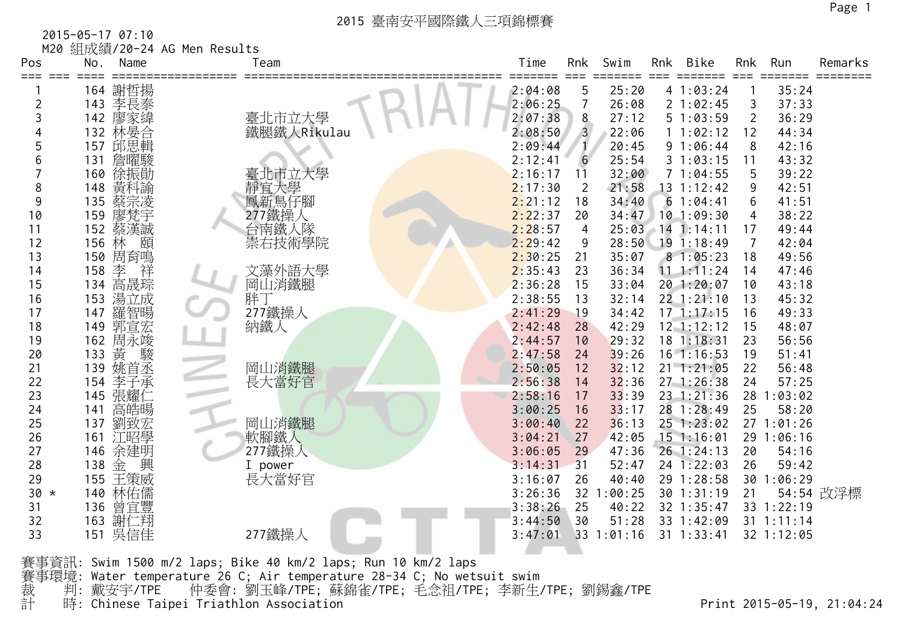# 2015 臺南安平國際鐵人三項錦標賽

2015-05-17 07:10

M20 組成績/20-24 AG Men Results

| Pos | | No. | Name | Team | Time | Rnk | Swim | Rnk | Bike | Rnk | Run | Remarks |
|---|---|---|---|---|---|---|---|---|---|---|---|---|
| 1 | | 164 | 謝哲揚 | | 2:04:08 | 5 | 25:20 | 4 | 1:03:24 | 1 | 35:24 | |
| 2 | | 143 | 李長泰 | | 2:06:25 | 7 | 26:08 | 2 | 1:02:45 | 3 | 37:33 | |
| 3 | | 142 | 廖家緯 | 臺北市立大學 | 2:07:38 | 8 | 27:12 | 5 | 1:03:59 | 2 | 36:29 | |
| 4 | | 132 | 林晏合 | 鐵腿鐵人Rikulau | 2:08:50 | 3 | 22:06 | 1 | 1:02:12 | 12 | 44:34 | |
| 5 | | 157 | 邱思輯 | | 2:09:44 | 1 | 20:45 | 9 | 1:06:44 | 8 | 42:16 | |
| 6 | | 131 | 詹曜駿 | | 2:12:41 | 6 | 25:54 | 3 | 1:03:15 | 11 | 43:32 | |
| 7 | | 160 | 徐振勛 | 臺北市立大學 | 2:16:17 | 11 | 32:00 | 7 | 1:04:55 | 5 | 39:22 | |
| 8 | | 148 | 黃科諭 | 靜宜大學 | 2:17:30 | 2 | 21:58 | 13 | 1:12:42 | 9 | 42:51 | |
| 9 | | 135 | 蔡宗淩 | 鳳新鳥仔腳 | 2:21:12 | 18 | 34:40 | 6 | 1:04:41 | 6 | 41:51 | |
| 10 | | 159 | 廖梵宇 | 277鐵操人 | 2:22:37 | 20 | 34:47 | 10 | 1:09:30 | 4 | 38:22 | |
| 11 | | 152 | 蔡漢誠 | 台南鐵人隊 | 2:28:57 | 4 | 25:03 | 14 | 1:14:11 | 17 | 49:44 | |
| 12 | | 156 | 林　頤 | 崇右技術學院 | 2:29:42 | 9 | 28:50 | 19 | 1:18:49 | 7 | 42:04 | |
| 13 | | 150 | 周育鳴 | | 2:30:25 | 21 | 35:07 | 8 | 1:05:23 | 18 | 49:56 | |
| 14 | | 158 | 李　祥 | 文藻外語大學 | 2:35:43 | 23 | 36:34 | 11 | 1:11:24 | 14 | 47:46 | |
| 15 | | 134 | 高晟琮 | 岡山消鐵腿 | 2:36:28 | 15 | 33:04 | 20 | 1:20:07 | 10 | 43:18 | |
| 16 | | 153 | 湯立成 | 胖丁 | 2:38:55 | 13 | 32:14 | 22 | 1:21:10 | 13 | 45:32 | |
| 17 | | 147 | 羅智暘 | 277鐵操人 | 2:41:29 | 19 | 34:42 | 17 | 1:17:15 | 16 | 49:33 | |
| 18 | | 149 | 郭宣宏 | 納鐵人 | 2:42:48 | 28 | 42:29 | 12 | 1:12:12 | 15 | 48:07 | |
| 19 | | 162 | 周永竣 | | 2:44:57 | 10 | 29:32 | 18 | 1:18:31 | 23 | 56:56 | |
| 20 | | 133 | 黃　駿 | | 2:47:58 | 24 | 39:26 | 16 | 1:16:53 | 19 | 51:41 | |
| 21 | | 139 | 姚首丞 | 岡山消鐵腿 | 2:50:05 | 12 | 32:12 | 21 | 1:21:05 | 22 | 56:48 | |
| 22 | | 154 | 李子承 | 長大當好官 | 2:56:38 | 14 | 32:36 | 27 | 1:26:38 | 24 | 57:25 | |
| 23 | | 145 | 張耀仁 | | 2:58:16 | 17 | 33:39 | 23 | 1:21:36 | 28 | 1:03:02 | |
| 24 | | 141 | 高皓暘 | | 3:00:25 | 16 | 33:17 | 28 | 1:28:49 | 25 | 58:20 | |
| 25 | | 137 | 劉致宏 | 岡山消鐵腿 | 3:00:40 | 22 | 36:13 | 25 | 1:23:02 | 27 | 1:01:26 | |
| 26 | | 161 | 江昭學 | 軟腳鐵人 | 3:04:21 | 27 | 42:05 | 15 | 1:16:01 | 29 | 1:06:16 | |
| 27 | | 146 | 余建明 | 277鐵操人 | 3:06:05 | 29 | 47:36 | 26 | 1:24:13 | 20 | 54:16 | |
| 28 | | 138 | 金　興 | I power | 3:14:31 | 31 | 52:47 | 24 | 1:22:03 | 26 | 59:42 | |
| 29 | | 155 | 王策威 | 長大當好官 | 3:16:07 | 26 | 40:40 | 29 | 1:28:58 | 30 | 1:06:29 | |
| 30 | * | 140 | 林佑儒 | | 3:26:36 | 32 | 1:00:25 | 30 | 1:31:19 | 21 | 54:54 | 改浮標 |
| 31 | | 136 | 曾宜豐 | | 3:38:26 | 25 | 40:22 | 32 | 1:35:47 | 33 | 1:22:19 | |
| 32 | | 163 | 謝仁翔 | | 3:44:50 | 30 | 51:28 | 33 | 1:42:09 | 31 | 1:11:14 | |
| 33 | | 151 | 吳信佳 | 277鐵操人 | 3:47:01 | 33 | 1:01:16 | 31 | 1:33:41 | 32 | 1:12:05 | |

賽事資訊: Swim 1500 m/2 laps; Bike 40 km/2 laps; Run 10 km/2 laps

賽事環境: Water temperature 26 C; Air temperature 28-34 C; No wetsuit swim

裁　　判: 戴安宇/TPE　　仲委會: 劉玉峰/TPE; 蘇錦雀/TPE; 毛念祖/TPE; 李新生/TPE; 劉錫鑫/TPE

計　　時: Chinese Taipei Triathlon Association

Print 2015-05-19, 21:04:24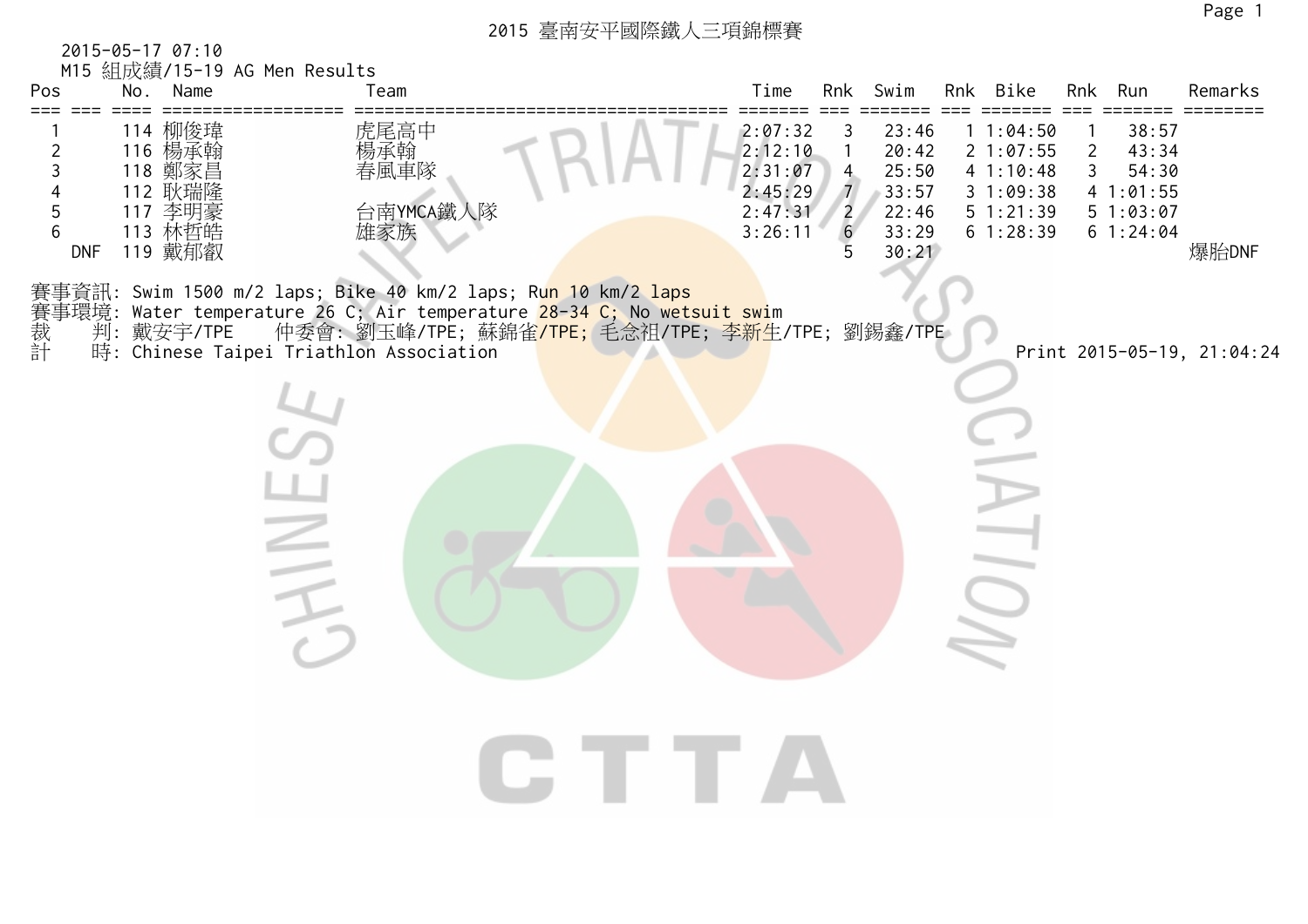# 2015 臺南安平國際鐵人三項錦標賽

2015-05-17 07:10

M15 組成績/15-19 AG Men Results

| Pos | No. | Name | Team | Time | Rnk | Swim | Rnk | Bike | Rnk | Run | Remarks |
|---|---|---|---|---|---|---|---|---|---|---|---|
| 1 | 114 | 柳俊瑋 | 虎尾高中 | 2:07:32 | 3 | 23:46 | 1 | 1:04:50 | 1 | 38:57 | |
| 2 | 116 | 楊承翰 | 楊承翰 | 2:12:10 | 1 | 20:42 | 2 | 1:07:55 | 2 | 43:34 | |
| 3 | 118 | 鄭家昌 | 春風車隊 | 2:31:07 | 4 | 25:50 | 4 | 1:10:48 | 3 | 54:30 | |
| 4 | 112 | 耿瑞隆 | | 2:45:29 | 7 | 33:57 | 3 | 1:09:38 | 4 | 1:01:55 | |
| 5 | 117 | 李明豪 | 台南YMCA鐵人隊 | 2:47:31 | 2 | 22:46 | 5 | 1:21:39 | 5 | 1:03:07 | |
| 6 | 113 | 林哲皓 | 雄家族 | 3:26:11 | 6 | 33:29 | 6 | 1:28:39 | 6 | 1:24:04 | |
| DNF | 119 | 戴郁叡 | | | 5 | 30:21 | | | | | 爆胎DNF |

賽事資訊: Swim 1500 m/2 laps; Bike 40 km/2 laps; Run 10 km/2 laps

賽事環境: Water temperature 26 C; Air temperature 28-34 C; No wetsuit swim

裁　判: 戴安宇/TPE　仲委會: 劉玉峰/TPE; 蘇錦雀/TPE; 毛念祖/TPE; 李新生/TPE; 劉錫鑫/TPE

計　時: Chinese Taipei Triathlon Association

Print 2015-05-19, 21:04:24